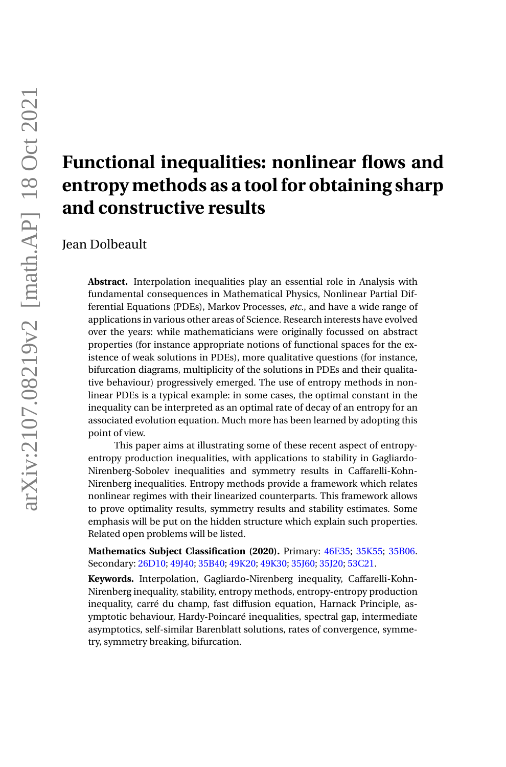# Functional inequalities: nonlinear flows and entropy methods as a tool for obtaining sharp and constructive results

Jean Dolbeault

**Abstract.** Interpolation inequalities play an essential role in Analysis with fundamental consequences in Mathematical Physics, Nonlinear Partial Differential Equations (PDEs), Markov Processes, *etc.*, and have a wide range of applications in various other areas of Science. Research interests have evolved over the years: while mathematicians were originally focussed on abstract properties (for instance appropriate notions of functional spaces for the existence of weak solutions in PDEs), more qualitative questions (for instance, bifurcation diagrams, multiplicity of the solutions in PDEs and their qualitative behaviour) progressively emerged. The use of entropy methods in nonlinear PDEs is a typical example: in some cases, the optimal constant in the inequality can be interpreted as an optimal rate of decay of an entropy for an associated evolution equation. Much more has been learned by adopting this point of view.

This paper aims at illustrating some of these recent aspect of entropy-entropy production inequalities, with applications to stability in Gagliardo-Nirenberg-Sobolev inequalities and symmetry results in Caffarelli-Kohn-Nirenberg inequalities. Entropy methods provide a framework which relates nonlinear regimes with their linearized counterparts. This framework allows to prove optimality results, symmetry results and stability estimates. Some emphasis will be put on the hidden structure which explain such properties. Related open problems will be listed.

**Mathematics Subject Classification (2020).** Primary: 46E35; 35K55; 35B06. Secondary: 26D10; 49J40; 35B40; 49K20; 49K30; 35J60; 35J20; 53C21.

**Keywords.** Interpolation, Gagliardo-Nirenberg inequality, Caffarelli-Kohn-Nirenberg inequality, stability, entropy methods, entropy-entropy production inequality, carré du champ, fast diffusion equation, Harnack Principle, asymptotic behaviour, Hardy-Poincaré inequalities, spectral gap, intermediate asymptotics, self-similar Barenblatt solutions, rates of convergence, symmetry, symmetry breaking, bifurcation.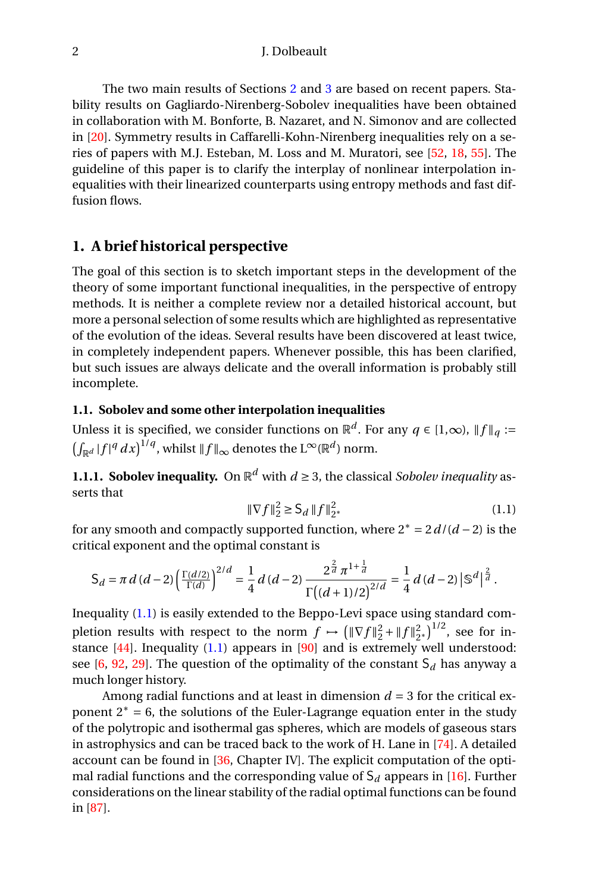The two main results of Sections 2 and 3 are based on recent papers. Stability results on Gagliardo-Nirenberg-Sobolev inequalities have been obtained in collaboration with M. Bonforte, B. Nazaret, and N. Simonov and are collected in [20]. Symmetry results in Caffarelli-Kohn-Nirenberg inequalities rely on a series of papers with M.J. Esteban, M. Loss and M. Muratori, see [52, 18, 55]. The guideline of this paper is to clarify the interplay of nonlinear interpolation inequalities with their linearized counterparts using entropy methods and fast diffusion flows.

## 1. A brief historical perspective

The goal of this section is to sketch important steps in the development of the theory of some important functional inequalities, in the perspective of entropy methods. It is neither a complete review nor a detailed historical account, but more a personal selection of some results which are highlighted as representative of the evolution of the ideas. Several results have been discovered at least twice, in completely independent papers. Whenever possible, this has been clarified, but such issues are always delicate and the overall information is probably still incomplete.

### 1.1. Sobolev and some other interpolation inequalities

Unless it is specified, we consider functions on $\mathbb{R}^d$. For any $q \in [1,\infty)$, $\|f\|_q := \left(\int_{\mathbb{R}^d} |f|^q\,dx\right)^{1/q}$, whilst $\|f\|_\infty$ denotes the $\mathrm{L}^\infty(\mathbb{R}^d)$ norm.

**1.1.1. Sobolev inequality.** On $\mathbb{R}^d$ with $d \ge 3$, the classical *Sobolev inequality* asserts that

$$\|\nabla f\|_2^2 \ge \mathsf{S}_d\,\|f\|_{2^*}^2 \tag{1.1}$$

for any smooth and compactly supported function, where $2^* = 2\,d/(d-2)$ is the critical exponent and the optimal constant is

$$\mathsf{S}_d = \pi\,d\,(d-2)\left(\frac{\Gamma(d/2)}{\Gamma(d)}\right)^{2/d} = \frac{1}{4}\,d\,(d-2)\,\frac{2^{\frac{2}{d}}\,\pi^{1+\frac{1}{d}}}{\Gamma\big((d+1)/2\big)^{2/d}} = \frac{1}{4}\,d\,(d-2)\,\big|\mathbb{S}^d\big|^{\frac{2}{d}}\,.$$

Inequality (1.1) is easily extended to the Beppo-Levi space using standard completion results with respect to the norm $f \mapsto \left(\|\nabla f\|_2^2 + \|f\|_{2^*}^2\right)^{1/2}$, see for instance [44]. Inequality (1.1) appears in [90] and is extremely well understood: see [6, 92, 29]. The question of the optimality of the constant $\mathsf{S}_d$ has anyway a much longer history.

Among radial functions and at least in dimension $d = 3$ for the critical exponent $2^* = 6$, the solutions of the Euler-Lagrange equation enter in the study of the polytropic and isothermal gas spheres, which are models of gaseous stars in astrophysics and can be traced back to the work of H. Lane in [74]. A detailed account can be found in [36, Chapter IV]. The explicit computation of the optimal radial functions and the corresponding value of $\mathsf{S}_d$ appears in [16]. Further considerations on the linear stability of the radial optimal functions can be found in [87].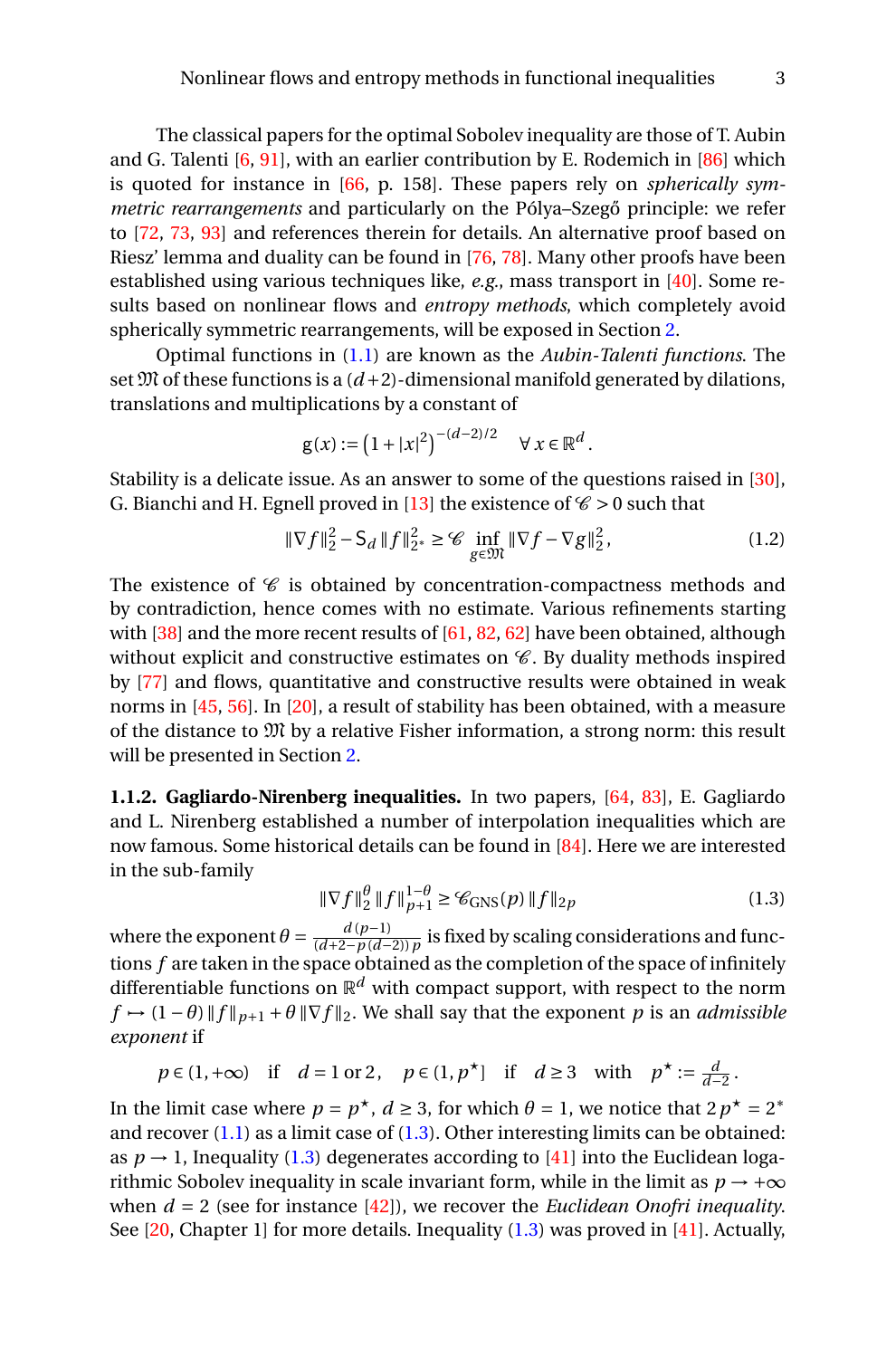The classical papers for the optimal Sobolev inequality are those of T. Aubin and G. Talenti [6, 91], with an earlier contribution by E. Rodemich in [86] which is quoted for instance in [66, p. 158]. These papers rely on *spherically symmetric rearrangements* and particularly on the Pólya–Szegő principle: we refer to [72, 73, 93] and references therein for details. An alternative proof based on Riesz' lemma and duality can be found in [76, 78]. Many other proofs have been established using various techniques like, *e.g.*, mass transport in [40]. Some results based on nonlinear flows and *entropy methods*, which completely avoid spherically symmetric rearrangements, will be exposed in Section 2.

Optimal functions in (1.1) are known as the *Aubin-Talenti functions*. The set $\mathfrak{M}$ of these functions is a $(d+2)$-dimensional manifold generated by dilations, translations and multiplications by a constant of

$$\mathsf{g}(x) := \left(1+|x|^2\right)^{-(d-2)/2} \quad \forall\, x \in \mathbb{R}^d\,.$$

Stability is a delicate issue. As an answer to some of the questions raised in [30], G. Bianchi and H. Egnell proved in [13] the existence of $\mathscr{C} > 0$ such that

$$\|\nabla f\|_2^2 - \mathsf{S}_d\,\|f\|_{2^*}^2 \ge \mathscr{C} \inf_{g\in\mathfrak{M}} \|\nabla f - \nabla g\|_2^2\,, \tag{1.2}$$

The existence of $\mathscr{C}$ is obtained by concentration-compactness methods and by contradiction, hence comes with no estimate. Various refinements starting with [38] and the more recent results of [61, 82, 62] have been obtained, although without explicit and constructive estimates on $\mathscr{C}$. By duality methods inspired by [77] and flows, quantitative and constructive results were obtained in weak norms in [45, 56]. In [20], a result of stability has been obtained, with a measure of the distance to $\mathfrak{M}$ by a relative Fisher information, a strong norm: this result will be presented in Section 2.

**1.1.2. Gagliardo-Nirenberg inequalities.** In two papers, [64, 83], E. Gagliardo and L. Nirenberg established a number of interpolation inequalities which are now famous. Some historical details can be found in [84]. Here we are interested in the sub-family

$$\|\nabla f\|_2^\theta\,\|f\|_{p+1}^{1-\theta} \ge \mathscr{C}_{\mathrm{GNS}}(p)\,\|f\|_{2p} \tag{1.3}$$

where the exponent $\theta = \frac{d\,(p-1)}{(d+2-p\,(d-2))\,p}$ is fixed by scaling considerations and functions $f$ are taken in the space obtained as the completion of the space of infinitely differentiable functions on $\mathbb{R}^d$ with compact support, with respect to the norm $f \mapsto (1-\theta)\,\|f\|_{p+1} + \theta\,\|\nabla f\|_2$. We shall say that the exponent $p$ is an *admissible exponent* if

$$p \in (1,+\infty) \quad \text{if} \quad d = 1 \text{ or } 2\,, \quad p \in (1,p^\star] \quad \text{if} \quad d \ge 3 \quad \text{with} \quad p^\star := \tfrac{d}{d-2}\,.$$

In the limit case where $p = p^\star$, $d \ge 3$, for which $\theta = 1$, we notice that $2\,p^\star = 2^*$ and recover (1.1) as a limit case of (1.3). Other interesting limits can be obtained: as $p \to 1$, Inequality (1.3) degenerates according to [41] into the Euclidean logarithmic Sobolev inequality in scale invariant form, while in the limit as $p \to +\infty$ when $d = 2$ (see for instance [42]), we recover the *Euclidean Onofri inequality*. See [20, Chapter 1] for more details. Inequality (1.3) was proved in [41]. Actually,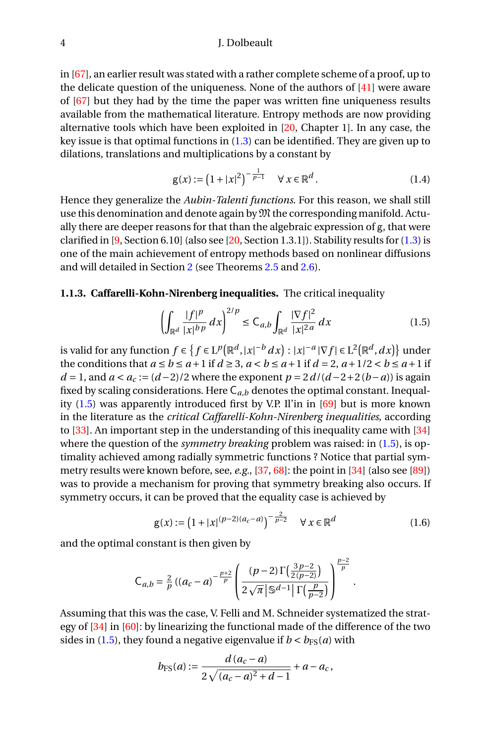in [67], an earlier result was stated with a rather complete scheme of a proof, up to the delicate question of the uniqueness. None of the authors of [41] were aware of [67] but they had by the time the paper was written fine uniqueness results available from the mathematical literature. Entropy methods are now providing alternative tools which have been exploited in [20, Chapter 1]. In any case, the key issue is that optimal functions in (1.3) can be identified. They are given up to dilations, translations and multiplications by a constant by

$$\mathsf{g}(x) := \left(1+|x|^2\right)^{-\frac{1}{p-1}} \quad \forall\, x \in \mathbb{R}^d\,. \tag{1.4}$$

Hence they generalize the *Aubin-Talenti functions*. For this reason, we shall still use this denomination and denote again by $\mathfrak{M}$ the corresponding manifold. Actually there are deeper reasons for that than the algebraic expression of $\mathsf{g}$, that were clarified in [9, Section 6.10] (also see [20, Section 1.3.1]). Stability results for (1.3) is one of the main achievement of entropy methods based on nonlinear diffusions and will detailed in Section 2 (see Theorems 2.5 and 2.6).

**1.1.3. Caffarelli-Kohn-Nirenberg inequalities.** The critical inequality

$$\left(\int_{\mathbb{R}^d} \frac{|f|^p}{|x|^{b\,p}}\,dx\right)^{2/p} \le \mathsf{C}_{a,b} \int_{\mathbb{R}^d} \frac{|\nabla f|^2}{|x|^{2\,a}}\,dx \tag{1.5}$$

is valid for any function $f \in \left\{f \in \mathrm{L}^p\big(\mathbb{R}^d, |x|^{-b}\,dx\big) : |x|^{-a}\,|\nabla f| \in \mathrm{L}^2\big(\mathbb{R}^d, dx\big)\right\}$ under the conditions that $a \le b \le a+1$ if $d \ge 3$, $a < b \le a+1$ if $d = 2$, $a+1/2 < b \le a+1$ if $d = 1$, and $a < a_c := (d-2)/2$ where the exponent $p = 2\,d/(d-2+2\,(b-a))$ is again fixed by scaling considerations. Here $\mathsf{C}_{a,b}$ denotes the optimal constant. Inequality (1.5) was apparently introduced first by V.P. Il'in in [69] but is more known in the literature as the *critical Caffarelli-Kohn-Nirenberg inequalities*, according to [33]. An important step in the understanding of this inequality came with [34] where the question of the *symmetry breaking* problem was raised: in (1.5), is optimality achieved among radially symmetric functions ? Notice that partial symmetry results were known before, see, *e.g.*, [37, 68]: the point in [34] (also see [89]) was to provide a mechanism for proving that symmetry breaking also occurs. If symmetry occurs, it can be proved that the equality case is achieved by

$$\mathsf{g}(x) := \left(1+|x|^{(p-2)(a_c-a)}\right)^{-\frac{2}{p-2}} \quad \forall\, x \in \mathbb{R}^d \tag{1.6}$$

and the optimal constant is then given by

$$\mathsf{C}_{a,b} = \tfrac{2}{p}\,\big((a_c-a)^{-\frac{p+2}{p}}\left(\frac{(p-2)\,\Gamma\big(\frac{3\,p-2}{2\,(p-2)}\big)}{2\,\sqrt{\pi}\,\big|\mathbb{S}^{d-1}\big|\,\Gamma\big(\frac{p}{p-2}\big)}\right)^{\frac{p-2}{p}}.$$

Assuming that this was the case, V. Felli and M. Schneider systematized the strategy of [34] in [60]: by linearizing the functional made of the difference of the two sides in (1.5), they found a negative eigenvalue if $b < b_{\mathrm{FS}}(a)$ with

$$b_{\mathrm{FS}}(a) := \frac{d\,(a_c-a)}{2\,\sqrt{(a_c-a)^2+d-1}} + a - a_c\,,$$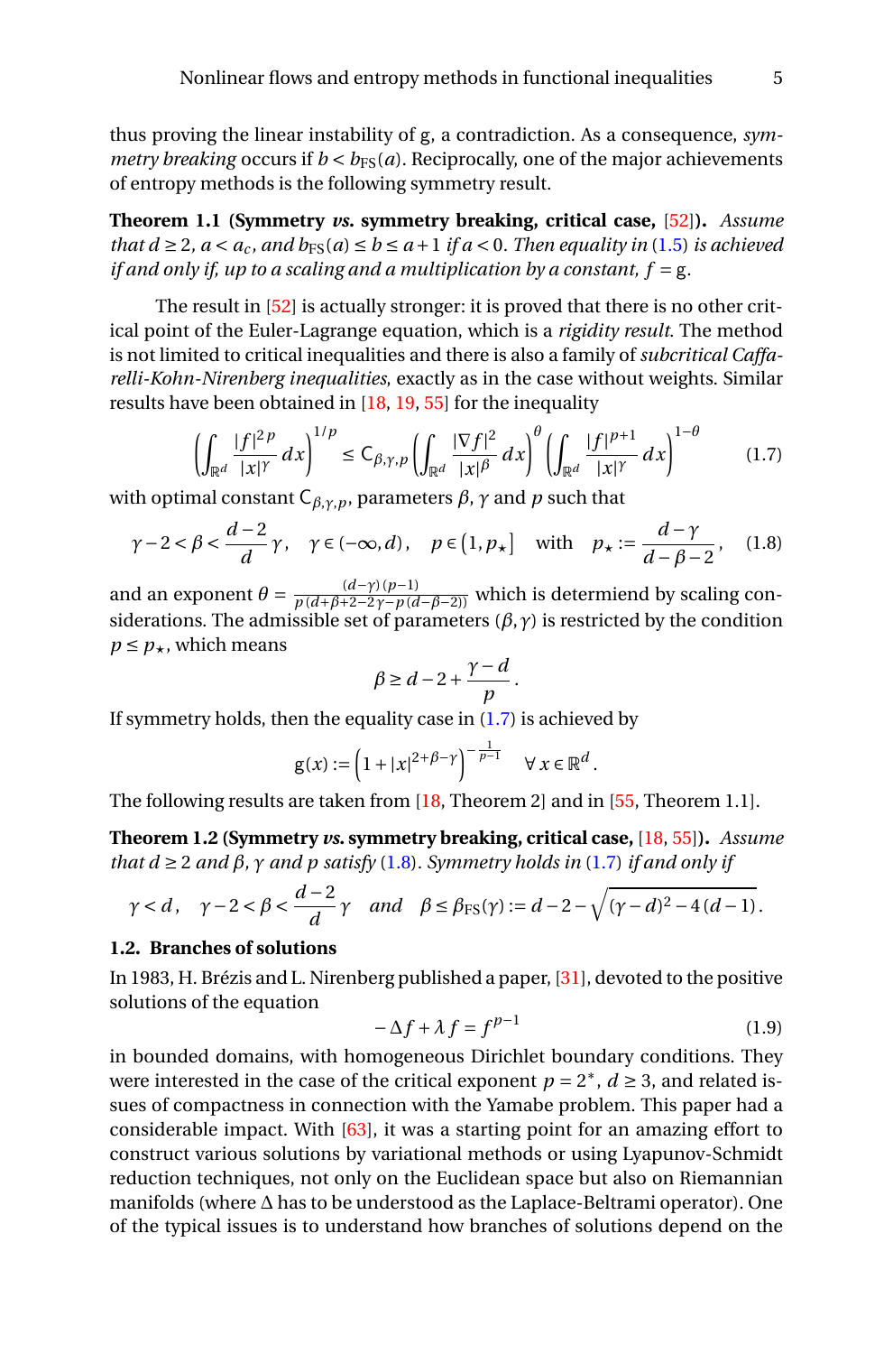thus proving the linear instability of g, a contradiction. As a consequence, *symmetry breaking* occurs if $b < b_{\rm FS}(a)$. Reciprocally, one of the major achievements of entropy methods is the following symmetry result.

**Theorem 1.1 (Symmetry *vs.* symmetry breaking, critical case,** [52]**).** *Assume that $d \ge 2$, $a < a_c$, and $b_{\rm FS}(a) \le b \le a+1$ if $a < 0$. Then equality in* (1.5) *is achieved if and only if, up to a scaling and a multiplication by a constant, $f = \mathsf{g}$.*

The result in [52] is actually stronger: it is proved that there is no other critical point of the Euler-Lagrange equation, which is a *rigidity result*. The method is not limited to critical inequalities and there is also a family of *subcritical Caffarelli-Kohn-Nirenberg inequalities*, exactly as in the case without weights. Similar results have been obtained in [18, 19, 55] for the inequality

$$\left(\int_{\mathbb{R}^d} \frac{|f|^{2p}}{|x|^\gamma}\,dx\right)^{1/p} \le \mathsf{C}_{\beta,\gamma,p}\left(\int_{\mathbb{R}^d} \frac{|\nabla f|^2}{|x|^\beta}\,dx\right)^{\theta}\left(\int_{\mathbb{R}^d} \frac{|f|^{p+1}}{|x|^\gamma}\,dx\right)^{1-\theta} \tag{1.7}$$

with optimal constant $\mathsf{C}_{\beta,\gamma,p}$, parameters $\beta$, $\gamma$ and $p$ such that

$$\gamma-2 < \beta < \frac{d-2}{d}\,\gamma\,, \quad \gamma \in (-\infty,d)\,, \quad p \in \big(1,p_\star\big] \quad \text{with} \quad p_\star := \frac{d-\gamma}{d-\beta-2}\,, \tag{1.8}$$

and an exponent $\theta = \frac{(d-\gamma)\,(p-1)}{p\,(d+\beta+2-2\gamma-p\,(d-\beta-2))}$ which is determiend by scaling considerations. The admissible set of parameters $(\beta,\gamma)$ is restricted by the condition $p \le p_\star$, which means

$$\beta \ge d-2+\frac{\gamma-d}{p}\,.$$

If symmetry holds, then the equality case in (1.7) is achieved by

$$\mathsf{g}(x) := \Big(1+|x|^{2+\beta-\gamma}\Big)^{-\frac{1}{p-1}} \quad \forall\,x \in \mathbb{R}^d\,.$$

The following results are taken from [18, Theorem 2] and in [55, Theorem 1.1].

**Theorem 1.2 (Symmetry *vs.* symmetry breaking, critical case,** [18, 55]**).** *Assume that $d \ge 2$ and $\beta$, $\gamma$ and $p$ satisfy* (1.8). *Symmetry holds in* (1.7) *if and only if*

$$\gamma < d\,, \quad \gamma-2 < \beta < \frac{d-2}{d}\,\gamma \quad \text{and} \quad \beta \le \beta_{\rm FS}(\gamma) := d-2-\sqrt{(\gamma-d)^2-4\,(d-1)}\,.$$

## 1.2. Branches of solutions

In 1983, H. Brézis and L. Nirenberg published a paper, [31], devoted to the positive solutions of the equation

$$-\Delta f + \lambda\,f = f^{p-1} \tag{1.9}$$

in bounded domains, with homogeneous Dirichlet boundary conditions. They were interested in the case of the critical exponent $p = 2^*$, $d \ge 3$, and related issues of compactness in connection with the Yamabe problem. This paper had a considerable impact. With [63], it was a starting point for an amazing effort to construct various solutions by variational methods or using Lyapunov-Schmidt reduction techniques, not only on the Euclidean space but also on Riemannian manifolds (where $\Delta$ has to be understood as the Laplace-Beltrami operator). One of the typical issues is to understand how branches of solutions depend on the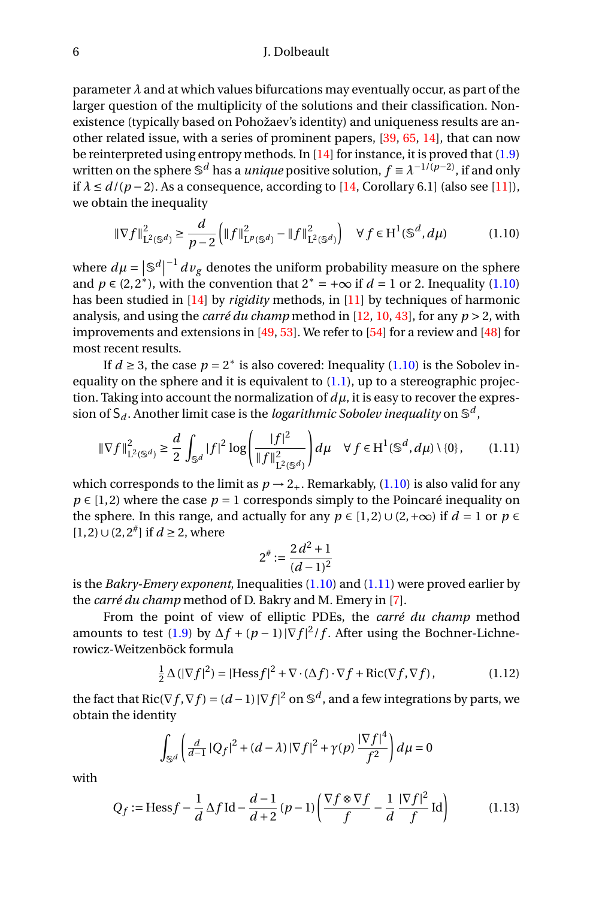parameter $\lambda$ and at which values bifurcations may eventually occur, as part of the larger question of the multiplicity of the solutions and their classification. Nonexistence (typically based on Pohožaev's identity) and uniqueness results are another related issue, with a series of prominent papers, [39, 65, 14], that can now be reinterpreted using entropy methods. In [14] for instance, it is proved that (1.9) written on the sphere $\mathbb{S}^d$ has a *unique* positive solution, $f \equiv \lambda^{-1/(p-2)}$, if and only if $\lambda \le d/(p-2)$. As a consequence, according to [14, Corollary 6.1] (also see [11]), we obtain the inequality

$$\|\nabla f\|^2_{\mathrm{L}^2(\mathbb{S}^d)} \ge \frac{d}{p-2}\left(\|f\|^2_{\mathrm{L}^p(\mathbb{S}^d)} - \|f\|^2_{\mathrm{L}^2(\mathbb{S}^d)}\right) \quad \forall\, f \in \mathrm{H}^1(\mathbb{S}^d, d\mu) \tag{1.10}$$

where $d\mu = \left|\mathbb{S}^d\right|^{-1} dv_g$ denotes the uniform probability measure on the sphere and $p \in (2, 2^*)$, with the convention that $2^* = +\infty$ if $d = 1$ or 2. Inequality (1.10) has been studied in [14] by *rigidity* methods, in [11] by techniques of harmonic analysis, and using the *carré du champ* method in [12, 10, 43], for any $p > 2$, with improvements and extensions in [49, 53]. We refer to [54] for a review and [48] for most recent results.

If $d \ge 3$, the case $p = 2^*$ is also covered: Inequality (1.10) is the Sobolev inequality on the sphere and it is equivalent to (1.1), up to a stereographic projection. Taking into account the normalization of $d\mu$, it is easy to recover the expression of $\mathsf{S}_d$. Another limit case is the *logarithmic Sobolev inequality* on $\mathbb{S}^d$,

$$\|\nabla f\|^2_{\mathrm{L}^2(\mathbb{S}^d)} \ge \frac{d}{2}\int_{\mathbb{S}^d} |f|^2 \log\left(\frac{|f|^2}{\|f\|^2_{\mathrm{L}^2(\mathbb{S}^d)}}\right) d\mu \quad \forall\, f \in \mathrm{H}^1(\mathbb{S}^d, d\mu)\setminus\{0\}\,, \tag{1.11}$$

which corresponds to the limit as $p \to 2_+$. Remarkably, (1.10) is also valid for any $p \in [1,2)$ where the case $p = 1$ corresponds simply to the Poincaré inequality on the sphere. In this range, and actually for any $p \in [1,2) \cup (2, +\infty)$ if $d = 1$ or $p \in [1,2) \cup (2, 2^\#]$ if $d \ge 2$, where

$$2^\# := \frac{2\,d^2 + 1}{(d-1)^2}$$

is the *Bakry-Emery exponent*, Inequalities (1.10) and (1.11) were proved earlier by the *carré du champ* method of D. Bakry and M. Emery in [7].

From the point of view of elliptic PDEs, the *carré du champ* method amounts to test (1.9) by $\Delta f + (p-1)\,|\nabla f|^2/f$. After using the Bochner-Lichnerowicz-Weitzenböck formula

$$\tfrac{1}{2}\,\Delta\left(|\nabla f|^2\right) = |\mathrm{Hess} f|^2 + \nabla\cdot(\Delta f)\cdot\nabla f + \mathrm{Ric}(\nabla f, \nabla f)\,, \tag{1.12}$$

the fact that $\mathrm{Ric}(\nabla f, \nabla f) = (d-1)\,|\nabla f|^2$ on $\mathbb{S}^d$, and a few integrations by parts, we obtain the identity

$$\int_{\mathbb{S}^d}\left(\tfrac{d}{d-1}\,|\mathrm{Q}_f|^2 + (d-\lambda)\,|\nabla f|^2 + \gamma(p)\,\frac{|\nabla f|^4}{f^2}\right) d\mu = 0$$

with

$$\mathrm{Q}_f := \mathrm{Hess} f - \frac{1}{d}\,\Delta f\,\mathrm{Id} - \frac{d-1}{d+2}\,(p-1)\left(\frac{\nabla f \otimes \nabla f}{f} - \frac{1}{d}\,\frac{|\nabla f|^2}{f}\,\mathrm{Id}\right) \tag{1.13}$$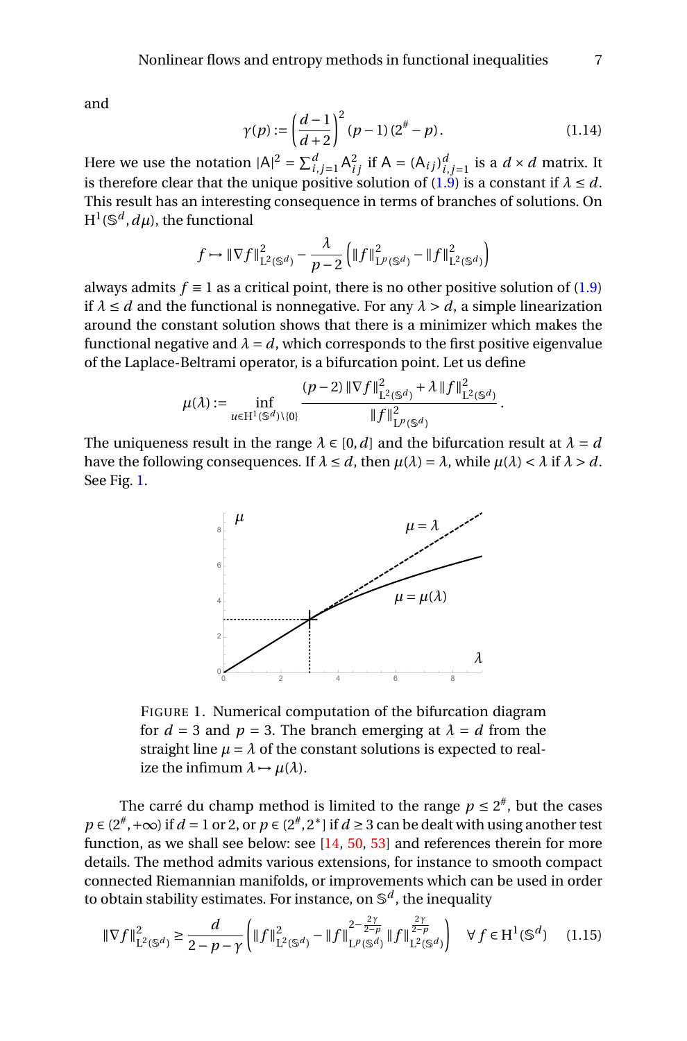and

$$\gamma(p) := \left(\frac{d-1}{d+2}\right)^2 (p-1)\,(2^\# - p)\,. \tag{1.14}$$

Here we use the notation $|\mathsf{A}|^2 = \sum_{i,j=1}^d \mathsf{A}_{ij}^2$ if $\mathsf{A} = (\mathsf{A}_{ij})_{i,j=1}^d$ is a $d \times d$ matrix. It is therefore clear that the unique positive solution of (1.9) is a constant if $\lambda \le d$. This result has an interesting consequence in terms of branches of solutions. On $\mathrm{H}^1(\mathbb{S}^d, d\mu)$, the functional

$$f \mapsto \|\nabla f\|^2_{\mathrm{L}^2(\mathbb{S}^d)} - \frac{\lambda}{p-2}\left(\|f\|^2_{\mathrm{L}^p(\mathbb{S}^d)} - \|f\|^2_{\mathrm{L}^2(\mathbb{S}^d)}\right)$$

always admits $f \equiv 1$ as a critical point, there is no other positive solution of (1.9) if $\lambda \le d$ and the functional is nonnegative. For any $\lambda > d$, a simple linearization around the constant solution shows that there is a minimizer which makes the functional negative and $\lambda = d$, which corresponds to the first positive eigenvalue of the Laplace-Beltrami operator, is a bifurcation point. Let us define

$$\mu(\lambda) := \inf_{u \in \mathrm{H}^1(\mathbb{S}^d)\setminus\{0\}} \frac{(p-2)\,\|\nabla f\|^2_{\mathrm{L}^2(\mathbb{S}^d)} + \lambda\,\|f\|^2_{\mathrm{L}^2(\mathbb{S}^d)}}{\|f\|^2_{\mathrm{L}^p(\mathbb{S}^d)}}\,.$$

The uniqueness result in the range $\lambda \in [0, d]$ and the bifurcation result at $\lambda = d$ have the following consequences. If $\lambda \le d$, then $\mu(\lambda) = \lambda$, while $\mu(\lambda) < \lambda$ if $\lambda > d$. See Fig. 1.

FIGURE 1. Numerical computation of the bifurcation diagram for $d = 3$ and $p = 3$. The branch emerging at $\lambda = d$ from the straight line $\mu = \lambda$ of the constant solutions is expected to realize the infimum $\lambda \mapsto \mu(\lambda)$.

The carré du champ method is limited to the range $p \le 2^\#$, but the cases $p \in (2^\#, +\infty)$ if $d = 1$ or $2$, or $p \in (2^\#, 2^*]$ if $d \ge 3$ can be dealt with using another test function, as we shall see below: see [14, 50, 53] and references therein for more details. The method admits various extensions, for instance to smooth compact connected Riemannian manifolds, or improvements which can be used in order to obtain stability estimates. For instance, on $\mathbb{S}^d$, the inequality

$$\|\nabla f\|^2_{\mathrm{L}^2(\mathbb{S}^d)} \ge \frac{d}{2-p-\gamma}\left(\|f\|^2_{\mathrm{L}^2(\mathbb{S}^d)} - \|f\|^{2-\frac{2\gamma}{2-p}}_{\mathrm{L}^p(\mathbb{S}^d)}\,\|f\|^{\frac{2\gamma}{2-p}}_{\mathrm{L}^2(\mathbb{S}^d)}\right) \quad \forall\, f \in \mathrm{H}^1(\mathbb{S}^d) \tag{1.15}$$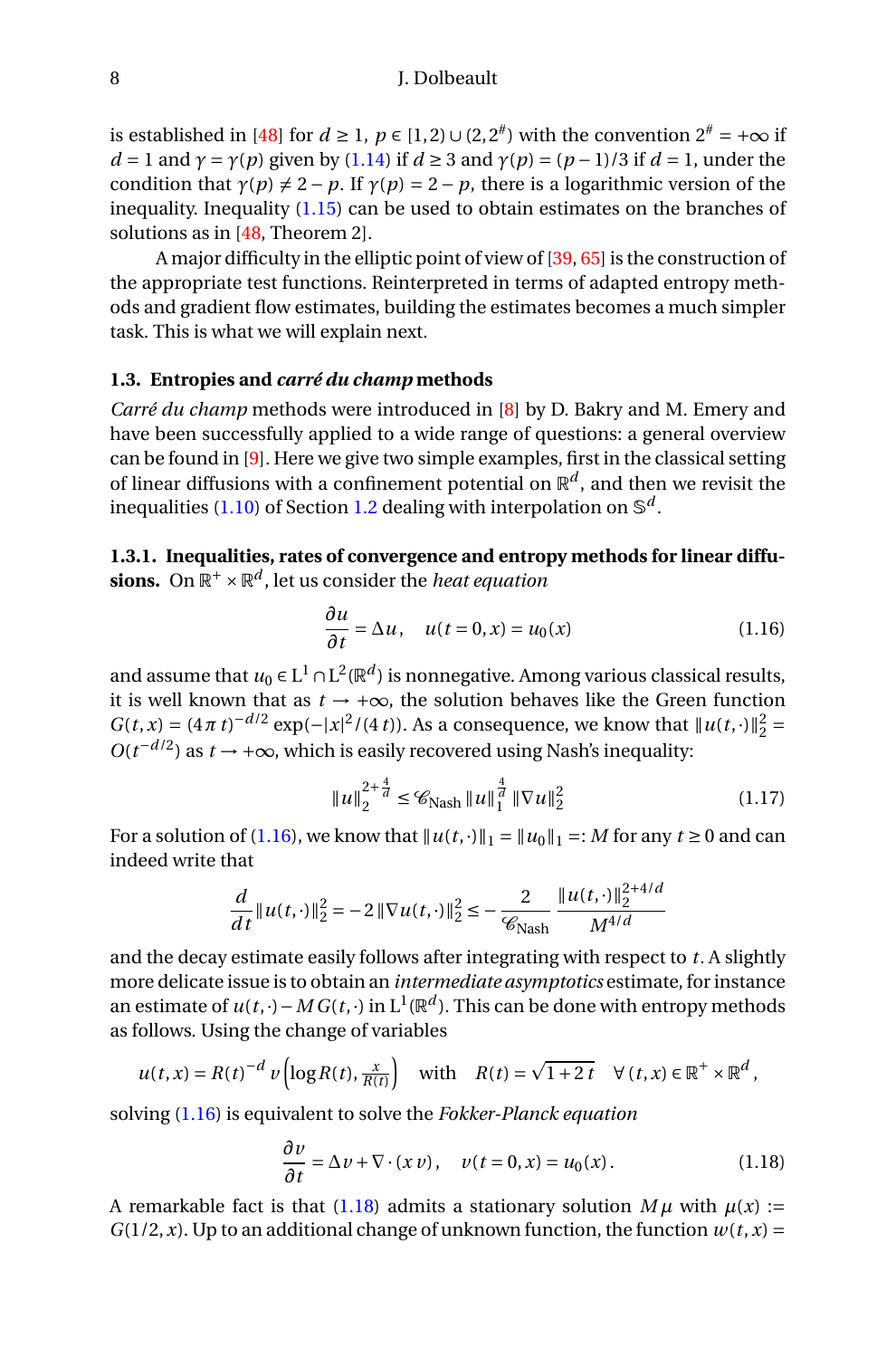is established in [48] for $d \geq 1$, $p \in [1,2) \cup (2, 2^\#)$ with the convention $2^\# = +\infty$ if $d = 1$ and $\gamma = \gamma(p)$ given by (1.14) if $d \geq 3$ and $\gamma(p) = (p-1)/3$ if $d = 1$, under the condition that $\gamma(p) \neq 2 - p$. If $\gamma(p) = 2 - p$, there is a logarithmic version of the inequality. Inequality (1.15) can be used to obtain estimates on the branches of solutions as in [48, Theorem 2].

A major difficulty in the elliptic point of view of [39, 65] is the construction of the appropriate test functions. Reinterpreted in terms of adapted entropy methods and gradient flow estimates, building the estimates becomes a much simpler task. This is what we will explain next.

### 1.3. Entropies and *carré du champ* methods

*Carré du champ* methods were introduced in [8] by D. Bakry and M. Emery and have been successfully applied to a wide range of questions: a general overview can be found in [9]. Here we give two simple examples, first in the classical setting of linear diffusions with a confinement potential on $\mathbb{R}^d$, and then we revisit the inequalities (1.10) of Section 1.2 dealing with interpolation on $\mathbb{S}^d$.

#### 1.3.1. Inequalities, rates of convergence and entropy methods for linear diffusions.

On $\mathbb{R}^+ \times \mathbb{R}^d$, let us consider the *heat equation*

$$\frac{\partial u}{\partial t} = \Delta u\,, \quad u(t=0,x) = u_0(x) \tag{1.16}$$

and assume that $u_0 \in \mathrm{L}^1 \cap \mathrm{L}^2(\mathbb{R}^d)$ is nonnegative. Among various classical results, it is well known that as $t \to +\infty$, the solution behaves like the Green function $G(t,x) = (4\pi t)^{-d/2} \exp(-|x|^2/(4t))$. As a consequence, we know that $\|u(t,\cdot)\|_2^2 = O(t^{-d/2})$ as $t \to +\infty$, which is easily recovered using Nash's inequality:

$$\|u\|_2^{2+\frac{4}{d}} \leq \mathscr{C}_{\mathrm{Nash}}\, \|u\|_1^{\frac{4}{d}}\, \|\nabla u\|_2^2 \tag{1.17}$$

For a solution of (1.16), we know that $\|u(t,\cdot)\|_1 = \|u_0\|_1 =: M$ for any $t \geq 0$ and can indeed write that

$$\frac{d}{dt}\|u(t,\cdot)\|_2^2 = -2\,\|\nabla u(t,\cdot)\|_2^2 \leq -\frac{2}{\mathscr{C}_{\mathrm{Nash}}}\,\frac{\|u(t,\cdot)\|_2^{2+4/d}}{M^{4/d}}$$

and the decay estimate easily follows after integrating with respect to $t$. A slightly more delicate issue is to obtain an *intermediate asymptotics* estimate, for instance an estimate of $u(t,\cdot) - M\,G(t,\cdot)$ in $\mathrm{L}^1(\mathbb{R}^d)$. This can be done with entropy methods as follows. Using the change of variables

$$u(t,x) = R(t)^{-d}\, v\left(\log R(t), \tfrac{x}{R(t)}\right) \quad \text{with} \quad R(t) = \sqrt{1+2\,t} \quad \forall\,(t,x) \in \mathbb{R}^+ \times \mathbb{R}^d\,,$$

solving (1.16) is equivalent to solve the *Fokker-Planck equation*

$$\frac{\partial v}{\partial t} = \Delta v + \nabla\cdot(x\,v)\,, \quad v(t=0,x) = u_0(x)\,. \tag{1.18}$$

A remarkable fact is that (1.18) admits a stationary solution $M\mu$ with $\mu(x) := G(1/2, x)$. Up to an additional change of unknown function, the function $w(t,x) =$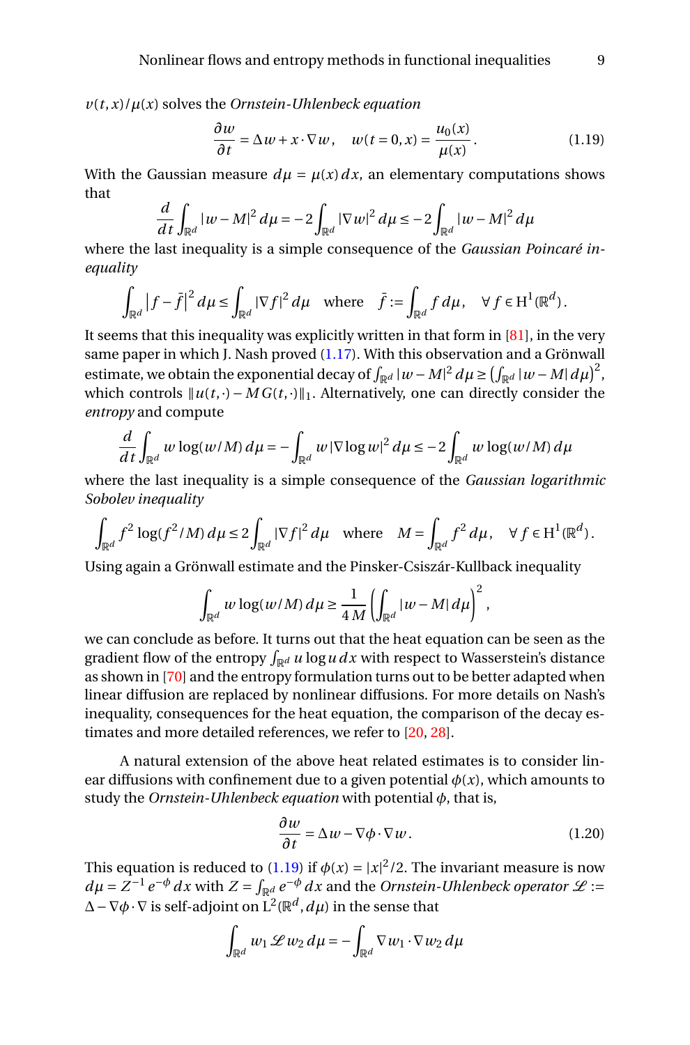$v(t,x)/\mu(x)$ solves the *Ornstein-Uhlenbeck equation*

$$\frac{\partial w}{\partial t} = \Delta w + x \cdot \nabla w\,, \quad w(t=0,x) = \frac{u_0(x)}{\mu(x)}\,. \tag{1.19}$$

With the Gaussian measure $d\mu = \mu(x)\,dx$, an elementary computations shows that

$$\frac{d}{dt}\int_{\mathbb{R}^d} |w-M|^2\,d\mu = -2\int_{\mathbb{R}^d} |\nabla w|^2\,d\mu \le -2\int_{\mathbb{R}^d} |w-M|^2\,d\mu$$

where the last inequality is a simple consequence of the *Gaussian Poincaré inequality*

$$\int_{\mathbb{R}^d} \big|f-\bar f\big|^2\,d\mu \le \int_{\mathbb{R}^d} |\nabla f|^2\,d\mu \quad \text{where} \quad \bar f := \int_{\mathbb{R}^d} f\,d\mu\,, \quad \forall\, f \in \mathrm{H}^1(\mathbb{R}^d)\,.$$

It seems that this inequality was explicitly written in that form in [81], in the very same paper in which J. Nash proved (1.17). With this observation and a Grönwall estimate, we obtain the exponential decay of $\int_{\mathbb{R}^d} |w-M|^2\,d\mu \ge \left(\int_{\mathbb{R}^d} |w-M|\,d\mu\right)^2$, which controls $\|u(t,\cdot)-M\,G(t,\cdot)\|_1$. Alternatively, one can directly consider the *entropy* and compute

$$\frac{d}{dt}\int_{\mathbb{R}^d} w\,\log(w/M)\,d\mu = -\int_{\mathbb{R}^d} w\,|\nabla \log w|^2\,d\mu \le -2\int_{\mathbb{R}^d} w\,\log(w/M)\,d\mu$$

where the last inequality is a simple consequence of the *Gaussian logarithmic Sobolev inequality*

$$\int_{\mathbb{R}^d} f^2\,\log(f^2/M)\,d\mu \le 2\int_{\mathbb{R}^d} |\nabla f|^2\,d\mu \quad \text{where} \quad M = \int_{\mathbb{R}^d} f^2\,d\mu\,, \quad \forall\, f \in \mathrm{H}^1(\mathbb{R}^d)\,.$$

Using again a Grönwall estimate and the Pinsker-Csiszár-Kullback inequality

$$\int_{\mathbb{R}^d} w\,\log(w/M)\,d\mu \ge \frac{1}{4\,M}\left(\int_{\mathbb{R}^d} |w-M|\,d\mu\right)^2\,,$$

we can conclude as before. It turns out that the heat equation can be seen as the gradient flow of the entropy $\int_{\mathbb{R}^d} u\log u\,dx$ with respect to Wasserstein's distance as shown in [70] and the entropy formulation turns out to be better adapted when linear diffusion are replaced by nonlinear diffusions. For more details on Nash's inequality, consequences for the heat equation, the comparison of the decay estimates and more detailed references, we refer to [20, 28].

A natural extension of the above heat related estimates is to consider linear diffusions with confinement due to a given potential $\phi(x)$, which amounts to study the *Ornstein-Uhlenbeck equation* with potential $\phi$, that is,

$$\frac{\partial w}{\partial t} = \Delta w - \nabla\phi\cdot\nabla w\,. \tag{1.20}$$

This equation is reduced to (1.19) if $\phi(x) = |x|^2/2$. The invariant measure is now $d\mu = Z^{-1}\,e^{-\phi}\,dx$ with $Z = \int_{\mathbb{R}^d} e^{-\phi}\,dx$ and the *Ornstein-Uhlenbeck operator* $\mathscr{L} := \Delta - \nabla\phi\cdot\nabla$ is self-adjoint on $\mathrm{L}^2(\mathbb{R}^d, d\mu)$ in the sense that

$$\int_{\mathbb{R}^d} w_1\,\mathscr{L}\,w_2\,d\mu = -\int_{\mathbb{R}^d} \nabla w_1\cdot\nabla w_2\,d\mu$$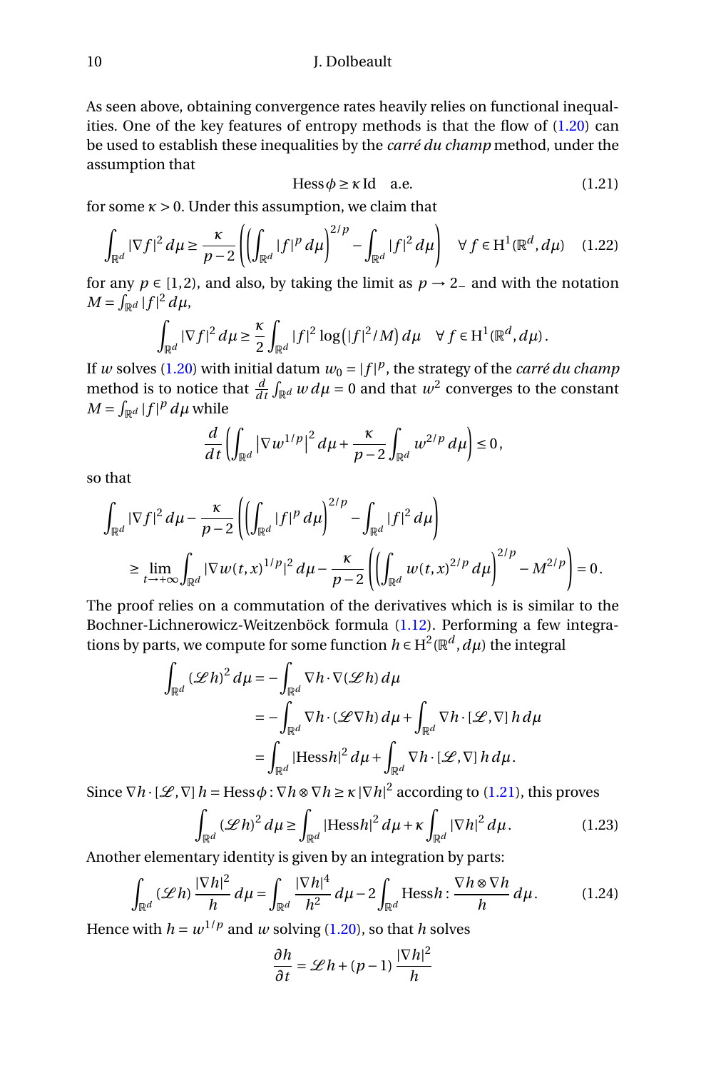As seen above, obtaining convergence rates heavily relies on functional inequalities. One of the key features of entropy methods is that the flow of (1.20) can be used to establish these inequalities by the *carré du champ* method, under the assumption that

$$\operatorname{Hess}\phi \geq \kappa \operatorname{Id} \quad \text{a.e.} \tag{1.21}$$

for some $\kappa > 0$. Under this assumption, we claim that

$$\int_{\mathbb{R}^d} |\nabla f|^2 \, d\mu \geq \frac{\kappa}{p-2} \left( \left( \int_{\mathbb{R}^d} |f|^p \, d\mu \right)^{2/p} - \int_{\mathbb{R}^d} |f|^2 \, d\mu \right) \quad \forall \, f \in \mathrm{H}^1(\mathbb{R}^d, d\mu) \tag{1.22}$$

for any $p \in [1,2)$, and also, by taking the limit as $p \to 2_-$ and with the notation $M = \int_{\mathbb{R}^d} |f|^2 \, d\mu$,

$$\int_{\mathbb{R}^d} |\nabla f|^2 \, d\mu \geq \frac{\kappa}{2} \int_{\mathbb{R}^d} |f|^2 \log\big(|f|^2/M\big) \, d\mu \quad \forall \, f \in \mathrm{H}^1(\mathbb{R}^d, d\mu) \, .$$

If $w$ solves (1.20) with initial datum $w_0 = |f|^p$, the strategy of the *carré du champ* method is to notice that $\frac{d}{dt} \int_{\mathbb{R}^d} w \, d\mu = 0$ and that $w^2$ converges to the constant $M = \int_{\mathbb{R}^d} |f|^p \, d\mu$ while

$$\frac{d}{dt} \left( \int_{\mathbb{R}^d} \left| \nabla w^{1/p} \right|^2 d\mu + \frac{\kappa}{p-2} \int_{\mathbb{R}^d} w^{2/p} \, d\mu \right) \leq 0 \, ,$$

so that

$$\begin{aligned}
&\int_{\mathbb{R}^d} |\nabla f|^2 \, d\mu - \frac{\kappa}{p-2} \left( \left( \int_{\mathbb{R}^d} |f|^p \, d\mu \right)^{2/p} - \int_{\mathbb{R}^d} |f|^2 \, d\mu \right) \\
&\quad \geq \lim_{t \to +\infty} \int_{\mathbb{R}^d} |\nabla w(t,x)^{1/p}|^2 \, d\mu - \frac{\kappa}{p-2} \left( \left( \int_{\mathbb{R}^d} w(t,x)^{2/p} \, d\mu \right)^{2/p} - M^{2/p} \right) = 0 \, .
\end{aligned}$$

The proof relies on a commutation of the derivatives which is is similar to the Bochner-Lichnerowicz-Weitzenböck formula (1.12). Performing a few integrations by parts, we compute for some function $h \in \mathrm{H}^2(\mathbb{R}^d, d\mu)$ the integral

$$\begin{aligned}
\int_{\mathbb{R}^d} (\mathscr{L} h)^2 \, d\mu &= - \int_{\mathbb{R}^d} \nabla h \cdot \nabla (\mathscr{L} h) \, d\mu \\
&= - \int_{\mathbb{R}^d} \nabla h \cdot (\mathscr{L} \nabla h) \, d\mu + \int_{\mathbb{R}^d} \nabla h \cdot [\mathscr{L}, \nabla] \, h \, d\mu \\
&= \int_{\mathbb{R}^d} |\operatorname{Hess} h|^2 \, d\mu + \int_{\mathbb{R}^d} \nabla h \cdot [\mathscr{L}, \nabla] \, h \, d\mu \, .
\end{aligned}$$

Since $\nabla h \cdot [\mathscr{L}, \nabla] \, h = \operatorname{Hess}\phi : \nabla h \otimes \nabla h \geq \kappa \, |\nabla h|^2$ according to (1.21), this proves

$$\int_{\mathbb{R}^d} (\mathscr{L} h)^2 \, d\mu \geq \int_{\mathbb{R}^d} |\operatorname{Hess} h|^2 \, d\mu + \kappa \int_{\mathbb{R}^d} |\nabla h|^2 \, d\mu \, . \tag{1.23}$$

Another elementary identity is given by an integration by parts:

$$\int_{\mathbb{R}^d} (\mathscr{L} h) \, \frac{|\nabla h|^2}{h} \, d\mu = \int_{\mathbb{R}^d} \frac{|\nabla h|^4}{h^2} \, d\mu - 2 \int_{\mathbb{R}^d} \operatorname{Hess} h : \frac{\nabla h \otimes \nabla h}{h} \, d\mu \, . \tag{1.24}$$

Hence with $h = w^{1/p}$ and $w$ solving (1.20), so that $h$ solves

$$\frac{\partial h}{\partial t} = \mathscr{L} h + (p-1) \, \frac{|\nabla h|^2}{h}$$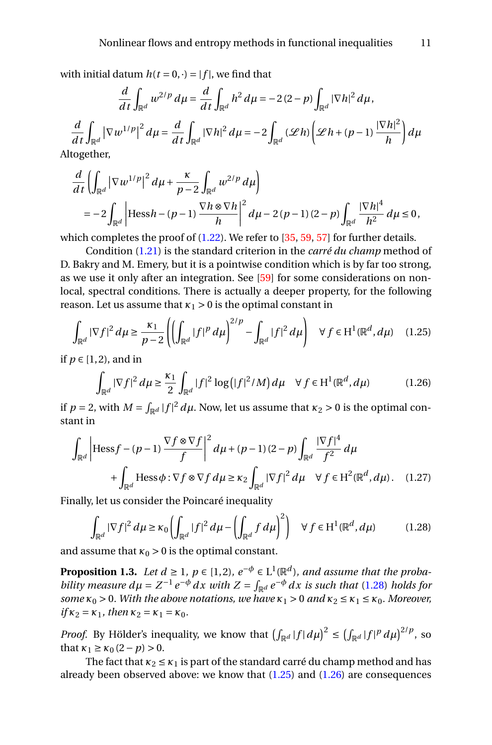with initial datum $h(t=0,\cdot) = |f|$, we find that

$$\frac{d}{dt}\int_{\mathbb{R}^d} w^{2/p}\,d\mu = \frac{d}{dt}\int_{\mathbb{R}^d} h^2\,d\mu = -2\,(2-p)\int_{\mathbb{R}^d} |\nabla h|^2\,d\mu\,,$$

$$\frac{d}{dt}\int_{\mathbb{R}^d} \left|\nabla w^{1/p}\right|^2 d\mu = \frac{d}{dt}\int_{\mathbb{R}^d} |\nabla h|^2\,d\mu = -2\int_{\mathbb{R}^d} (\mathscr{L} h)\left(\mathscr{L} h + (p-1)\,\frac{|\nabla h|^2}{h}\right) d\mu$$

Altogether,

$$\frac{d}{dt}\left(\int_{\mathbb{R}^d} \left|\nabla w^{1/p}\right|^2 d\mu + \frac{\kappa}{p-2}\int_{\mathbb{R}^d} w^{2/p}\,d\mu\right)$$
$$= -2\int_{\mathbb{R}^d} \left|\mathrm{Hess}\, h - (p-1)\,\frac{\nabla h\otimes\nabla h}{h}\right|^2 d\mu - 2\,(p-1)\,(2-p)\int_{\mathbb{R}^d} \frac{|\nabla h|^4}{h^2}\,d\mu \le 0\,,$$

which completes the proof of (1.22). We refer to [35, 59, 57] for further details.

Condition (1.21) is the standard criterion in the *carré du champ* method of D. Bakry and M. Emery, but it is a pointwise condition which is by far too strong, as we use it only after an integration. See [59] for some considerations on non-local, spectral conditions. There is actually a deeper property, for the following reason. Let us assume that $\kappa_1 > 0$ is the optimal constant in

$$\int_{\mathbb{R}^d} |\nabla f|^2\,d\mu \ge \frac{\kappa_1}{p-2}\left(\left(\int_{\mathbb{R}^d} |f|^p\,d\mu\right)^{2/p} - \int_{\mathbb{R}^d} |f|^2\,d\mu\right) \quad \forall\, f\in \mathrm{H}^1(\mathbb{R}^d,d\mu) \tag{1.25}$$

if $p\in[1,2)$, and in

$$\int_{\mathbb{R}^d} |\nabla f|^2\,d\mu \ge \frac{\kappa_1}{2}\int_{\mathbb{R}^d} |f|^2 \log\left(|f|^2/M\right) d\mu \quad \forall\, f\in \mathrm{H}^1(\mathbb{R}^d,d\mu) \tag{1.26}$$

if $p=2$, with $M = \int_{\mathbb{R}^d} |f|^2\,d\mu$. Now, let us assume that $\kappa_2 > 0$ is the optimal constant in

$$\int_{\mathbb{R}^d} \left|\mathrm{Hess}\, f - (p-1)\,\frac{\nabla f\otimes\nabla f}{f}\right|^2 d\mu + (p-1)\,(2-p)\int_{\mathbb{R}^d} \frac{|\nabla f|^4}{f^2}\,d\mu$$
$$+\int_{\mathbb{R}^d} \mathrm{Hess}\,\phi : \nabla f\otimes\nabla f\,d\mu \ge \kappa_2\int_{\mathbb{R}^d} |\nabla f|^2\,d\mu \quad \forall\, f\in \mathrm{H}^2(\mathbb{R}^d,d\mu)\,. \tag{1.27}$$

Finally, let us consider the Poincaré inequality

$$\int_{\mathbb{R}^d} |\nabla f|^2\,d\mu \ge \kappa_0\left(\int_{\mathbb{R}^d} |f|^2\,d\mu - \left(\int_{\mathbb{R}^d} f\,d\mu\right)^2\right) \quad \forall\, f\in \mathrm{H}^1(\mathbb{R}^d,d\mu) \tag{1.28}$$

and assume that $\kappa_0 > 0$ is the optimal constant.

**Proposition 1.3.** *Let $d\ge 1$, $p\in[1,2)$, $e^{-\phi}\in \mathrm{L}^1(\mathbb{R}^d)$, and assume that the probability measure $d\mu = Z^{-1}\,e^{-\phi}\,dx$ with $Z = \int_{\mathbb{R}^d} e^{-\phi}\,dx$ is such that (1.28) holds for some $\kappa_0 > 0$. With the above notations, we have $\kappa_1 > 0$ and $\kappa_2 \le \kappa_1 \le \kappa_0$. Moreover, if $\kappa_2 = \kappa_1$, then $\kappa_2 = \kappa_1 = \kappa_0$.*

*Proof.* By Hölder's inequality, we know that $\left(\int_{\mathbb{R}^d} |f|\,d\mu\right)^2 \le \left(\int_{\mathbb{R}^d} |f|^p\,d\mu\right)^{2/p}$, so that $\kappa_1 \ge \kappa_0\,(2-p) > 0$.

The fact that $\kappa_2 \le \kappa_1$ is part of the standard carré du champ method and has already been observed above: we know that (1.25) and (1.26) are consequences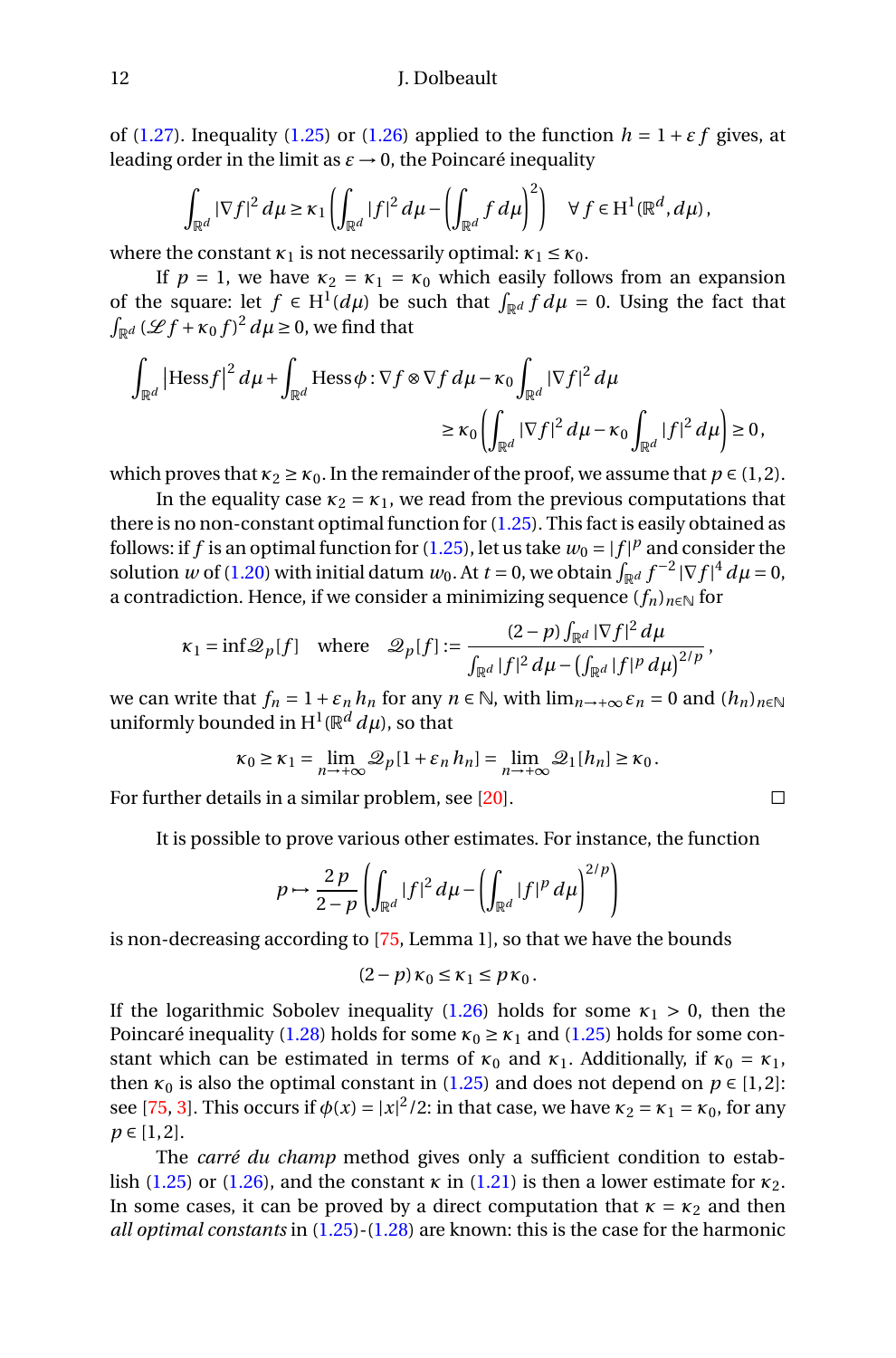of (1.27). Inequality (1.25) or (1.26) applied to the function $h = 1 + \varepsilon f$ gives, at leading order in the limit as $\varepsilon \to 0$, the Poincaré inequality

$$\int_{\mathbb{R}^d} |\nabla f|^2 \, d\mu \geq \kappa_1 \left( \int_{\mathbb{R}^d} |f|^2 \, d\mu - \left( \int_{\mathbb{R}^d} f \, d\mu \right)^2 \right) \quad \forall\, f \in \mathrm{H}^1(\mathbb{R}^d, d\mu)\,,$$

where the constant $\kappa_1$ is not necessarily optimal: $\kappa_1 \leq \kappa_0$.

If $p = 1$, we have $\kappa_2 = \kappa_1 = \kappa_0$ which easily follows from an expansion of the square: let $f \in \mathrm{H}^1(d\mu)$ be such that $\int_{\mathbb{R}^d} f \, d\mu = 0$. Using the fact that $\int_{\mathbb{R}^d} (\mathscr{L} f + \kappa_0 f)^2 \, d\mu \geq 0$, we find that

$$\int_{\mathbb{R}^d} \left|\mathrm{Hess} f\right|^2 d\mu + \int_{\mathbb{R}^d} \mathrm{Hess}\,\phi : \nabla f \otimes \nabla f \, d\mu - \kappa_0 \int_{\mathbb{R}^d} |\nabla f|^2 \, d\mu \\ \geq \kappa_0 \left( \int_{\mathbb{R}^d} |\nabla f|^2 \, d\mu - \kappa_0 \int_{\mathbb{R}^d} |f|^2 \, d\mu \right) \geq 0\,,$$

which proves that $\kappa_2 \geq \kappa_0$. In the remainder of the proof, we assume that $p \in (1,2)$.

In the equality case $\kappa_2 = \kappa_1$, we read from the previous computations that there is no non-constant optimal function for (1.25). This fact is easily obtained as follows: if $f$ is an optimal function for (1.25), let us take $w_0 = |f|^p$ and consider the solution $w$ of (1.20) with initial datum $w_0$. At $t = 0$, we obtain $\int_{\mathbb{R}^d} f^{-2} |\nabla f|^4 \, d\mu = 0$, a contradiction. Hence, if we consider a minimizing sequence $(f_n)_{n \in \mathbb{N}}$ for

$$\kappa_1 = \inf \mathscr{Q}_p[f] \quad \text{where} \quad \mathscr{Q}_p[f] := \frac{(2-p) \int_{\mathbb{R}^d} |\nabla f|^2 \, d\mu}{\int_{\mathbb{R}^d} |f|^2 \, d\mu - \left( \int_{\mathbb{R}^d} |f|^p \, d\mu \right)^{2/p}}\,,$$

we can write that $f_n = 1 + \varepsilon_n h_n$ for any $n \in \mathbb{N}$, with $\lim_{n \to +\infty} \varepsilon_n = 0$ and $(h_n)_{n \in \mathbb{N}}$ uniformly bounded in $\mathrm{H}^1(\mathbb{R}^d \, d\mu)$, so that

$$\kappa_0 \geq \kappa_1 = \lim_{n \to +\infty} \mathscr{Q}_p[1 + \varepsilon_n h_n] = \lim_{n \to +\infty} \mathscr{Q}_1[h_n] \geq \kappa_0\,.$$

For further details in a similar problem, see [20]. □

It is possible to prove various other estimates. For instance, the function

$$p \mapsto \frac{2\,p}{2-p} \left( \int_{\mathbb{R}^d} |f|^2 \, d\mu - \left( \int_{\mathbb{R}^d} |f|^p \, d\mu \right)^{2/p} \right)$$

is non-decreasing according to [75, Lemma 1], so that we have the bounds

$$(2-p)\, \kappa_0 \leq \kappa_1 \leq p\, \kappa_0\,.$$

If the logarithmic Sobolev inequality (1.26) holds for some $\kappa_1 > 0$, then the Poincaré inequality (1.28) holds for some $\kappa_0 \geq \kappa_1$ and (1.25) holds for some constant which can be estimated in terms of $\kappa_0$ and $\kappa_1$. Additionally, if $\kappa_0 = \kappa_1$, then $\kappa_0$ is also the optimal constant in (1.25) and does not depend on $p \in [1,2]$: see [75, 3]. This occurs if $\phi(x) = |x|^2/2$: in that case, we have $\kappa_2 = \kappa_1 = \kappa_0$, for any $p \in [1,2]$.

The *carré du champ* method gives only a sufficient condition to establish (1.25) or (1.26), and the constant $\kappa$ in (1.21) is then a lower estimate for $\kappa_2$. In some cases, it can be proved by a direct computation that $\kappa = \kappa_2$ and then *all optimal constants* in (1.25)-(1.28) are known: this is the case for the harmonic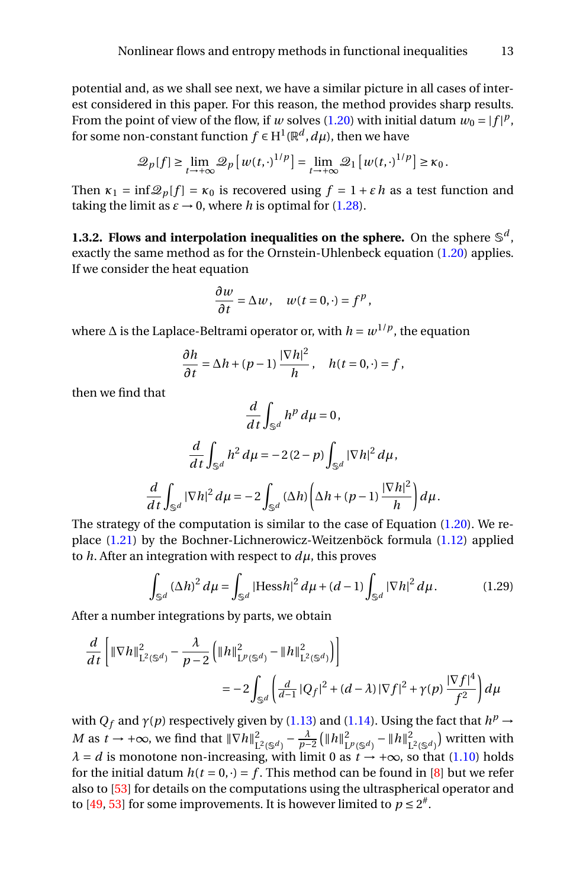potential and, as we shall see next, we have a similar picture in all cases of interest considered in this paper. For this reason, the method provides sharp results. From the point of view of the flow, if $w$ solves (1.20) with initial datum $w_0 = |f|^p$, for some non-constant function $f \in \mathrm{H}^1(\mathbb{R}^d, d\mu)$, then we have

$$\mathscr{Q}_p[f] \geq \lim_{t\to+\infty} \mathscr{Q}_p\left[w(t,\cdot)^{1/p}\right] = \lim_{t\to+\infty} \mathscr{Q}_1\left[w(t,\cdot)^{1/p}\right] \geq \kappa_0\,.$$

Then $\kappa_1 = \inf \mathscr{Q}_p[f] = \kappa_0$ is recovered using $f = 1 + \varepsilon\, h$ as a test function and taking the limit as $\varepsilon \to 0$, where $h$ is optimal for (1.28).

**1.3.2. Flows and interpolation inequalities on the sphere.** On the sphere $\mathbb{S}^d$, exactly the same method as for the Ornstein-Uhlenbeck equation (1.20) applies. If we consider the heat equation

$$\frac{\partial w}{\partial t} = \Delta w\,, \quad w(t=0,\cdot) = f^p\,,$$

where $\Delta$ is the Laplace-Beltrami operator or, with $h = w^{1/p}$, the equation

$$\frac{\partial h}{\partial t} = \Delta h + (p-1)\,\frac{|\nabla h|^2}{h}\,, \quad h(t=0,\cdot) = f\,,$$

then we find that

$$\frac{d}{dt}\int_{\mathbb{S}^d} h^p\,d\mu = 0\,,$$

$$\frac{d}{dt}\int_{\mathbb{S}^d} h^2\,d\mu = -2\,(2-p)\int_{\mathbb{S}^d} |\nabla h|^2\,d\mu\,,$$

$$\frac{d}{dt}\int_{\mathbb{S}^d} |\nabla h|^2\,d\mu = -2\int_{\mathbb{S}^d} (\Delta h)\left(\Delta h + (p-1)\,\frac{|\nabla h|^2}{h}\right) d\mu\,.$$

The strategy of the computation is similar to the case of Equation (1.20). We replace (1.21) by the Bochner-Lichnerowicz-Weitzenböck formula (1.12) applied to $h$. After an integration with respect to $d\mu$, this proves

$$\int_{\mathbb{S}^d} (\Delta h)^2\,d\mu = \int_{\mathbb{S}^d} |\mathrm{Hess} h|^2\,d\mu + (d-1)\int_{\mathbb{S}^d} |\nabla h|^2\,d\mu\,. \tag{1.29}$$

After a number integrations by parts, we obtain

$$\frac{d}{dt}\left[\|\nabla h\|^2_{\mathrm{L}^2(\mathbb{S}^d)} - \frac{\lambda}{p-2}\left(\|h\|^2_{\mathrm{L}^p(\mathbb{S}^d)} - \|h\|^2_{\mathrm{L}^2(\mathbb{S}^d)}\right)\right]$$
$$= -2\int_{\mathbb{S}^d}\left(\tfrac{d}{d-1}\,|Q_f|^2 + (d-\lambda)\,|\nabla f|^2 + \gamma(p)\,\frac{|\nabla f|^4}{f^2}\right) d\mu$$

with $Q_f$ and $\gamma(p)$ respectively given by (1.13) and (1.14). Using the fact that $h^p \to M$ as $t \to +\infty$, we find that $\|\nabla h\|^2_{\mathrm{L}^2(\mathbb{S}^d)} - \frac{\lambda}{p-2}\left(\|h\|^2_{\mathrm{L}^p(\mathbb{S}^d)} - \|h\|^2_{\mathrm{L}^2(\mathbb{S}^d)}\right)$ written with $\lambda = d$ is monotone non-increasing, with limit $0$ as $t \to +\infty$, so that (1.10) holds for the initial datum $h(t=0,\cdot) = f$. This method can be found in [8] but we refer also to [53] for details on the computations using the ultraspherical operator and to [49, 53] for some improvements. It is however limited to $p \leq 2^\#$.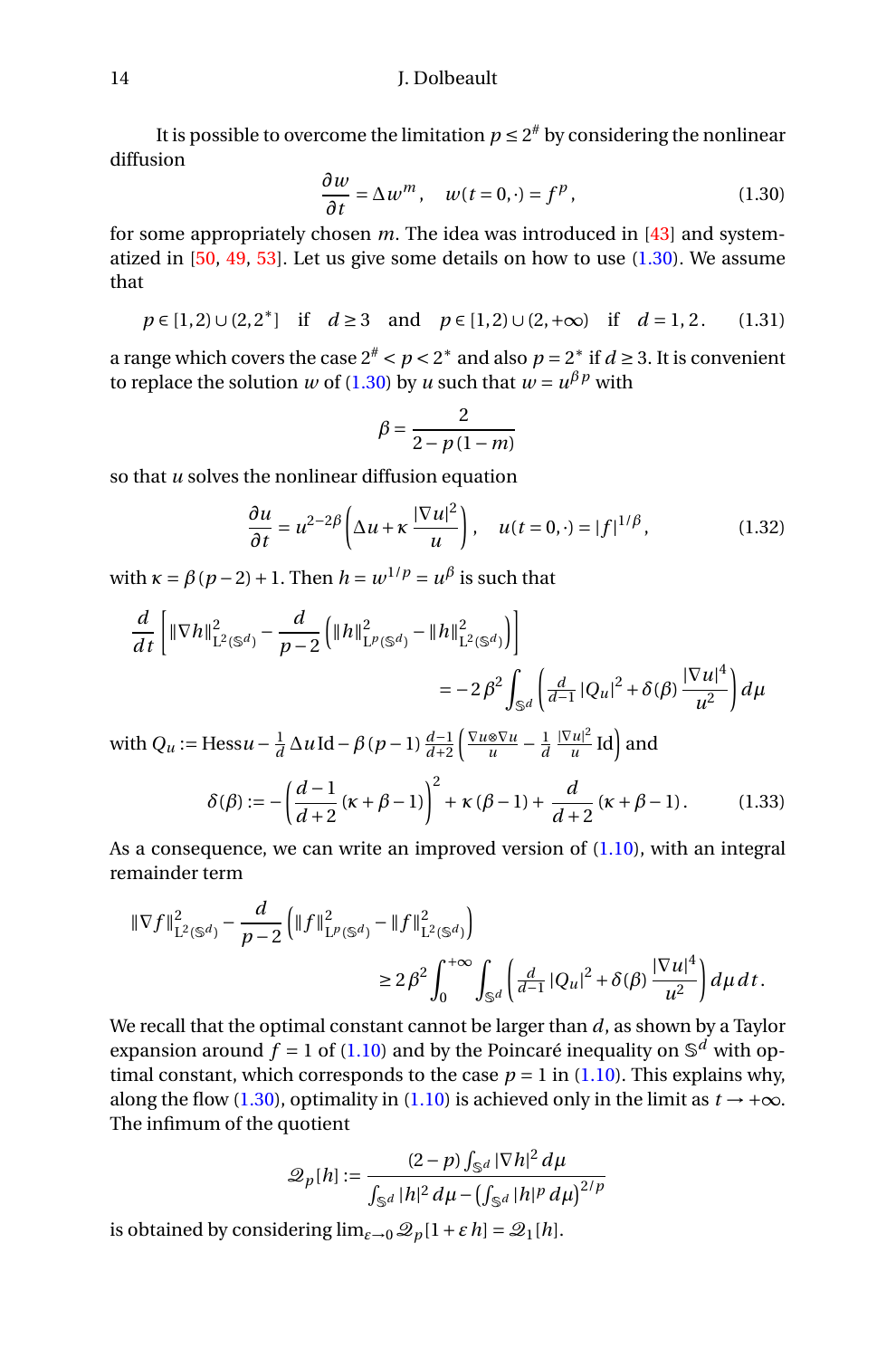It is possible to overcome the limitation $p \leq 2^\#$ by considering the nonlinear diffusion

$$\frac{\partial w}{\partial t} = \Delta w^m\,, \quad w(t=0,\cdot) = f^p\,, \tag{1.30}$$

for some appropriately chosen $m$. The idea was introduced in [43] and systematized in [50, 49, 53]. Let us give some details on how to use (1.30). We assume that

$$p \in [1,2) \cup (2, 2^*] \quad \text{if} \quad d \geq 3 \quad \text{and} \quad p \in [1,2) \cup (2, +\infty) \quad \text{if} \quad d = 1, 2\,. \tag{1.31}$$

a range which covers the case $2^\# < p < 2^*$ and also $p = 2^*$ if $d \geq 3$. It is convenient to replace the solution $w$ of (1.30) by $u$ such that $w = u^{\beta p}$ with

$$\beta = \frac{2}{2 - p\,(1-m)}$$

so that $u$ solves the nonlinear diffusion equation

$$\frac{\partial u}{\partial t} = u^{2-2\beta}\left(\Delta u + \kappa\,\frac{|\nabla u|^2}{u}\right), \quad u(t=0,\cdot) = |f|^{1/\beta}\,, \tag{1.32}$$

with $\kappa = \beta\,(p-2)+1$. Then $h = w^{1/p} = u^\beta$ is such that

$$\frac{d}{dt}\left[\|\nabla h\|^2_{\mathrm{L}^2(\mathbb{S}^d)} - \frac{d}{p-2}\left(\|h\|^2_{\mathrm{L}^p(\mathbb{S}^d)} - \|h\|^2_{\mathrm{L}^2(\mathbb{S}^d)}\right)\right] = -2\,\beta^2 \int_{\mathbb{S}^d}\left(\tfrac{d}{d-1}\,|\mathrm{Q}_u|^2 + \delta(\beta)\,\frac{|\nabla u|^4}{u^2}\right)d\mu$$

with $\mathrm{Q}_u := \mathrm{Hess}\,u - \frac{1}{d}\,\Delta u\,\mathrm{Id} - \beta\,(p-1)\,\frac{d-1}{d+2}\left(\frac{\nabla u\otimes\nabla u}{u} - \frac{1}{d}\,\frac{|\nabla u|^2}{u}\,\mathrm{Id}\right)$ and

$$\delta(\beta) := -\left(\frac{d-1}{d+2}\,(\kappa+\beta-1)\right)^2 + \kappa\,(\beta-1) + \frac{d}{d+2}\,(\kappa+\beta-1)\,. \tag{1.33}$$

As a consequence, we can write an improved version of (1.10), with an integral remainder term

$$\|\nabla f\|^2_{\mathrm{L}^2(\mathbb{S}^d)} - \frac{d}{p-2}\left(\|f\|^2_{\mathrm{L}^p(\mathbb{S}^d)} - \|f\|^2_{\mathrm{L}^2(\mathbb{S}^d)}\right) \geq 2\,\beta^2 \int_0^{+\infty}\int_{\mathbb{S}^d}\left(\tfrac{d}{d-1}\,|\mathrm{Q}_u|^2 + \delta(\beta)\,\frac{|\nabla u|^4}{u^2}\right)d\mu\,dt\,.$$

We recall that the optimal constant cannot be larger than $d$, as shown by a Taylor expansion around $f = 1$ of (1.10) and by the Poincaré inequality on $\mathbb{S}^d$ with optimal constant, which corresponds to the case $p = 1$ in (1.10). This explains why, along the flow (1.30), optimality in (1.10) is achieved only in the limit as $t \to +\infty$. The infimum of the quotient

$$\mathcal{Q}_p[h] := \frac{(2-p)\int_{\mathbb{S}^d}|\nabla h|^2\,d\mu}{\int_{\mathbb{S}^d}|h|^2\,d\mu - \left(\int_{\mathbb{S}^d}|h|^p\,d\mu\right)^{2/p}}$$

is obtained by considering $\lim_{\varepsilon\to 0}\mathcal{Q}_p[1+\varepsilon\,h] = \mathcal{Q}_1[h]$.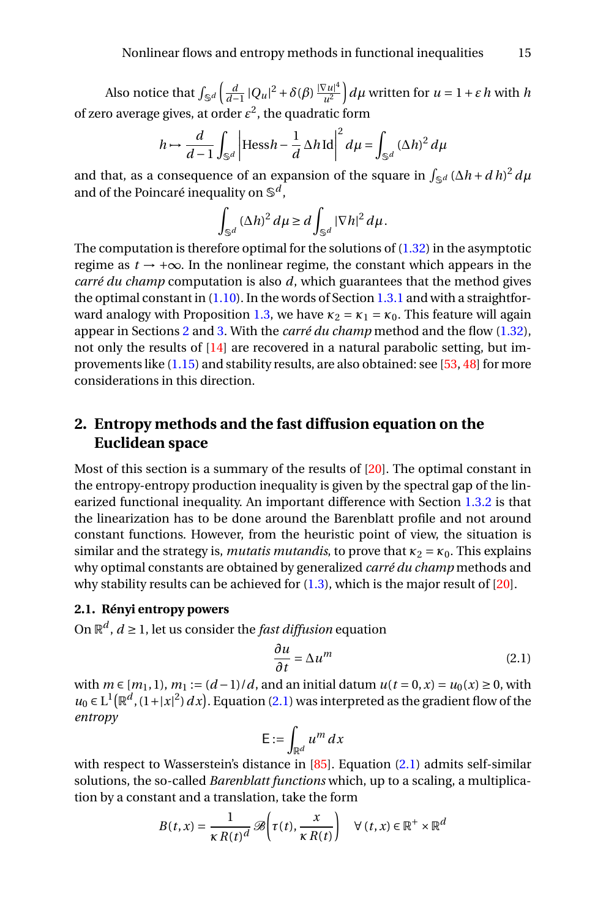Also notice that $\int_{\mathbb{S}^d}\left(\frac{d}{d-1}\,|Q_u|^2+\delta(\beta)\,\frac{|\nabla u|^4}{u^2}\right)d\mu$ written for $u=1+\varepsilon\,h$ with $h$ of zero average gives, at order $\varepsilon^2$, the quadratic form

$$h\mapsto\frac{d}{d-1}\int_{\mathbb{S}^d}\left|\mathrm{Hess}h-\frac{1}{d}\,\Delta h\,\mathrm{Id}\right|^2d\mu=\int_{\mathbb{S}^d}(\Delta h)^2\,d\mu$$

and that, as a consequence of an expansion of the square in $\int_{\mathbb{S}^d}(\Delta h+d\,h)^2\,d\mu$ and of the Poincaré inequality on $\mathbb{S}^d$,

$$\int_{\mathbb{S}^d}(\Delta h)^2\,d\mu\ge d\int_{\mathbb{S}^d}|\nabla h|^2\,d\mu\,.$$

The computation is therefore optimal for the solutions of (1.32) in the asymptotic regime as $t\to+\infty$. In the nonlinear regime, the constant which appears in the *carré du champ* computation is also $d$, which guarantees that the method gives the optimal constant in (1.10). In the words of Section 1.3.1 and with a straightforward analogy with Proposition 1.3, we have $\kappa_2=\kappa_1=\kappa_0$. This feature will again appear in Sections 2 and 3. With the *carré du champ* method and the flow (1.32), not only the results of [14] are recovered in a natural parabolic setting, but improvements like (1.15) and stability results, are also obtained: see [53, 48] for more considerations in this direction.

## 2. Entropy methods and the fast diffusion equation on the Euclidean space

Most of this section is a summary of the results of [20]. The optimal constant in the entropy-entropy production inequality is given by the spectral gap of the linearized functional inequality. An important difference with Section 1.3.2 is that the linearization has to be done around the Barenblatt profile and not around constant functions. However, from the heuristic point of view, the situation is similar and the strategy is, *mutatis mutandis*, to prove that $\kappa_2=\kappa_0$. This explains why optimal constants are obtained by generalized *carré du champ* methods and why stability results can be achieved for (1.3), which is the major result of [20].

### 2.1. Rényi entropy powers

On $\mathbb{R}^d$, $d\ge1$, let us consider the *fast diffusion* equation

$$\frac{\partial u}{\partial t}=\Delta u^m \tag{2.1}$$

with $m\in[m_1,1)$, $m_1:=(d-1)/d$, and an initial datum $u(t=0,x)=u_0(x)\ge0$, with $u_0\in\mathrm{L}^1\big(\mathbb{R}^d,(1+|x|^2)\,dx\big)$. Equation (2.1) was interpreted as the gradient flow of the *entropy*

$$\mathsf{E}:=\int_{\mathbb{R}^d}u^m\,dx$$

with respect to Wasserstein's distance in [85]. Equation (2.1) admits self-similar solutions, the so-called *Barenblatt functions* which, up to a scaling, a multiplication by a constant and a translation, take the form

$$B(t,x)=\frac{1}{\kappa\,R(t)^d}\,\mathscr{B}\left(\tau(t),\frac{x}{\kappa\,R(t)}\right)\quad\forall\,(t,x)\in\mathbb{R}^+\times\mathbb{R}^d$$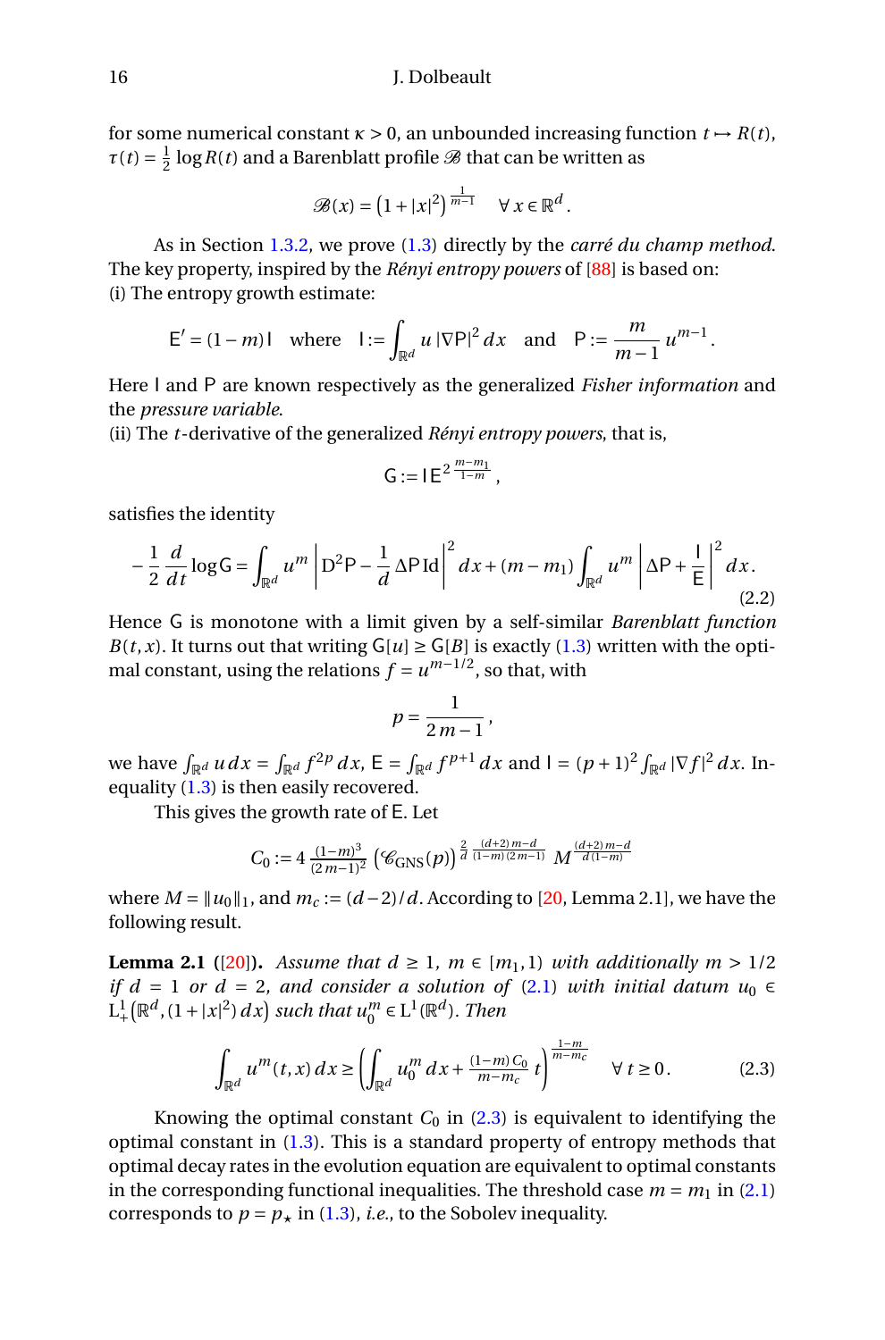for some numerical constant $\kappa > 0$, an unbounded increasing function $t \mapsto R(t)$, $\tau(t) = \frac{1}{2} \log R(t)$ and a Barenblatt profile $\mathscr{B}$ that can be written as

$$\mathscr{B}(x) = \left(1 + |x|^2\right)^{\frac{1}{m-1}} \quad \forall\, x \in \mathbb{R}^d .$$

As in Section 1.3.2, we prove (1.3) directly by the *carré du champ method*. The key property, inspired by the *Rényi entropy powers* of [88] is based on:
(i) The entropy growth estimate:

$$\mathsf{E}' = (1-m)\,\mathsf{I} \quad \text{where} \quad \mathsf{I} := \int_{\mathbb{R}^d} u\, |\nabla \mathsf{P}|^2\, dx \quad \text{and} \quad \mathsf{P} := \frac{m}{m-1}\, u^{m-1} .$$

Here $\mathsf{I}$ and $\mathsf{P}$ are known respectively as the generalized *Fisher information* and the *pressure variable*.
(ii) The $t$-derivative of the generalized *Rényi entropy powers*, that is,

$$\mathsf{G} := \mathsf{I}\, \mathsf{E}^{2\, \frac{m-m_1}{1-m}} ,$$

satisfies the identity

$$-\frac{1}{2}\, \frac{d}{dt} \log \mathsf{G} = \int_{\mathbb{R}^d} u^m \left| \mathrm{D}^2 \mathsf{P} - \frac{1}{d}\, \Delta \mathsf{P}\, \mathrm{Id} \right|^2 dx + (m - m_1) \int_{\mathbb{R}^d} u^m \left| \Delta \mathsf{P} + \frac{\mathsf{I}}{\mathsf{E}} \right|^2 dx . \tag{2.2}$$

Hence $\mathsf{G}$ is monotone with a limit given by a self-similar *Barenblatt function* $B(t,x)$. It turns out that writing $\mathsf{G}[u] \geq \mathsf{G}[B]$ is exactly (1.3) written with the optimal constant, using the relations $f = u^{m-1/2}$, so that, with

$$p = \frac{1}{2\, m - 1} ,$$

we have $\int_{\mathbb{R}^d} u\, dx = \int_{\mathbb{R}^d} f^{2p}\, dx$, $\mathsf{E} = \int_{\mathbb{R}^d} f^{p+1}\, dx$ and $\mathsf{I} = (p+1)^2 \int_{\mathbb{R}^d} |\nabla f|^2\, dx$. Inequality (1.3) is then easily recovered.

This gives the growth rate of $\mathsf{E}$. Let

$$C_0 := 4\, \tfrac{(1-m)^3}{(2\,m-1)^2} \left(\mathscr{C}_{\mathrm{GNS}}(p)\right)^{\frac{2}{d}\, \frac{(d+2)\,m-d}{(1-m)\,(2\,m-1)}}\, M^{\frac{(d+2)\,m-d}{d\,(1-m)}}$$

where $M = \|u_0\|_1$, and $m_c := (d-2)/d$. According to [20, Lemma 2.1], we have the following result.

**Lemma 2.1** ([20]). *Assume that $d \geq 1$, $m \in [m_1, 1)$ with additionally $m > 1/2$ if $d = 1$ or $d = 2$, and consider a solution of (2.1) with initial datum $u_0 \in \mathrm{L}^1_+\big(\mathbb{R}^d, (1+|x|^2)\, dx\big)$ such that $u_0^m \in \mathrm{L}^1(\mathbb{R}^d)$. Then*

$$\int_{\mathbb{R}^d} u^m(t,x)\, dx \geq \left( \int_{\mathbb{R}^d} u_0^m\, dx + \tfrac{(1-m)\, C_0}{m - m_c}\, t \right)^{\frac{1-m}{m-m_c}} \quad \forall\, t \geq 0 . \tag{2.3}$$

Knowing the optimal constant $C_0$ in (2.3) is equivalent to identifying the optimal constant in (1.3). This is a standard property of entropy methods that optimal decay rates in the evolution equation are equivalent to optimal constants in the corresponding functional inequalities. The threshold case $m = m_1$ in (2.1) corresponds to $p = p_\star$ in (1.3), *i.e.*, to the Sobolev inequality.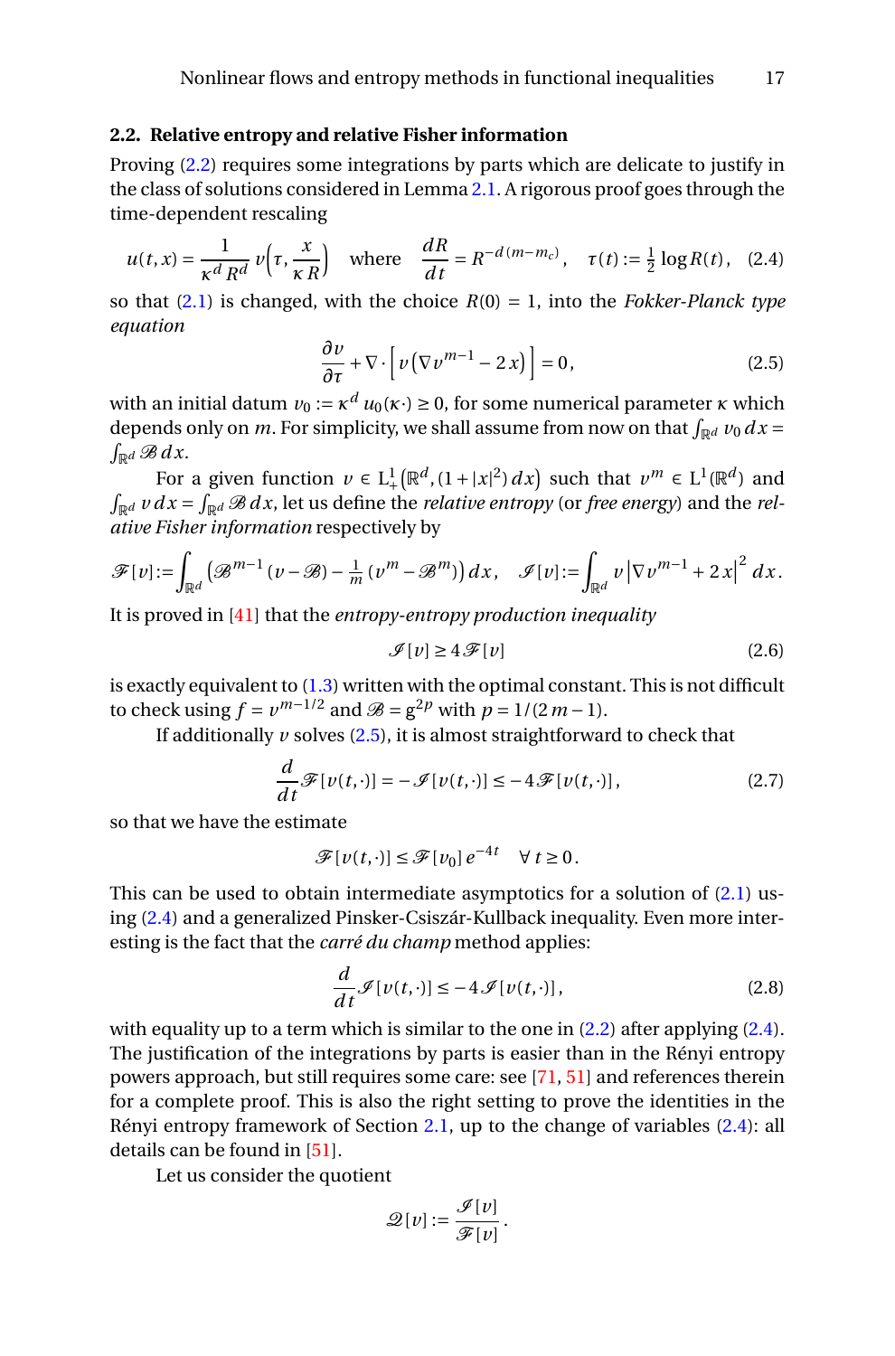### 2.2. Relative entropy and relative Fisher information

Proving (2.2) requires some integrations by parts which are delicate to justify in the class of solutions considered in Lemma 2.1. A rigorous proof goes through the time-dependent rescaling

$$u(t,x) = \frac{1}{\kappa^d R^d}\, v\Big(\tau, \frac{x}{\kappa R}\Big) \quad \text{where} \quad \frac{dR}{dt} = R^{-d(m-m_c)}, \quad \tau(t) := \tfrac{1}{2}\log R(t), \quad (2.4)$$

so that (2.1) is changed, with the choice $R(0)=1$, into the *Fokker-Planck type equation*

$$\frac{\partial v}{\partial \tau} + \nabla\cdot\Big[v\Big(\nabla v^{m-1} - 2\,x\Big)\Big] = 0\,, \tag{2.5}$$

with an initial datum $v_0 := \kappa^d\, u_0(\kappa\,\cdot) \ge 0$, for some numerical parameter $\kappa$ which depends only on $m$. For simplicity, we shall assume from now on that $\int_{\mathbb{R}^d} v_0\,dx = \int_{\mathbb{R}^d} \mathscr{B}\,dx$.

For a given function $v \in \mathrm{L}^1_+\big(\mathbb{R}^d, (1+|x|^2)\,dx\big)$ such that $v^m \in \mathrm{L}^1(\mathbb{R}^d)$ and $\int_{\mathbb{R}^d} v\,dx = \int_{\mathbb{R}^d}\mathscr{B}\,dx$, let us define the *relative entropy* (or *free energy*) and the *relative Fisher information* respectively by

$$\mathscr{F}[v] := \int_{\mathbb{R}^d}\Big(\mathscr{B}^{m-1}(v-\mathscr{B}) - \tfrac{1}{m}(v^m - \mathscr{B}^m)\Big)\,dx\,, \quad \mathscr{I}[v] := \int_{\mathbb{R}^d} v\,\big|\nabla v^{m-1} + 2\,x\big|^2\,dx\,.$$

It is proved in [41] that the *entropy-entropy production inequality*

$$\mathscr{I}[v] \ge 4\,\mathscr{F}[v] \tag{2.6}$$

is exactly equivalent to (1.3) written with the optimal constant. This is not difficult to check using $f = v^{m-1/2}$ and $\mathscr{B} = \mathrm{g}^{2p}$ with $p = 1/(2\,m-1)$.

If additionally $v$ solves (2.5), it is almost straightforward to check that

$$\frac{d}{dt}\mathscr{F}[v(t,\cdot)] = -\,\mathscr{I}[v(t,\cdot)] \le -4\,\mathscr{F}[v(t,\cdot)]\,, \tag{2.7}$$

so that we have the estimate

$$\mathscr{F}[v(t,\cdot)] \le \mathscr{F}[v_0]\,e^{-4t} \quad \forall\, t \ge 0\,.$$

This can be used to obtain intermediate asymptotics for a solution of (2.1) using (2.4) and a generalized Pinsker-Csiszár-Kullback inequality. Even more interesting is the fact that the *carré du champ* method applies:

$$\frac{d}{dt}\mathscr{I}[v(t,\cdot)] \le -4\,\mathscr{I}[v(t,\cdot)]\,, \tag{2.8}$$

with equality up to a term which is similar to the one in (2.2) after applying (2.4). The justification of the integrations by parts is easier than in the Rényi entropy powers approach, but still requires some care: see [71, 51] and references therein for a complete proof. This is also the right setting to prove the identities in the Rényi entropy framework of Section 2.1, up to the change of variables (2.4): all details can be found in [51].

Let us consider the quotient

$$\mathscr{Q}[v] := \frac{\mathscr{I}[v]}{\mathscr{F}[v]}\,.$$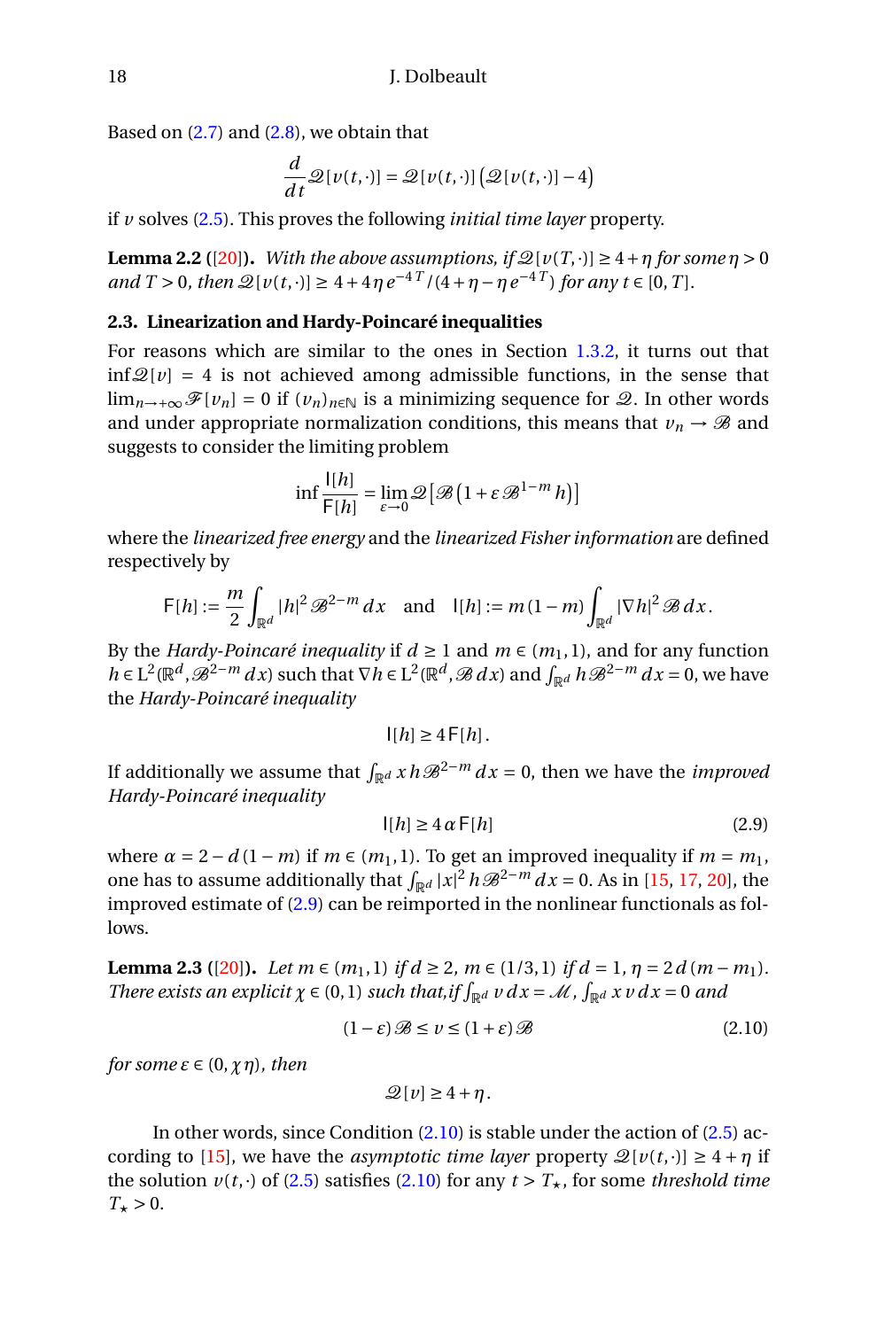Based on (2.7) and (2.8), we obtain that

$$\frac{d}{dt}\mathcal{Q}[v(t,\cdot)] = \mathcal{Q}[v(t,\cdot)]\left(\mathcal{Q}[v(t,\cdot)] - 4\right)$$

if $v$ solves (2.5). This proves the following *initial time layer* property.

**Lemma 2.2** **([20]).** *With the above assumptions, if $\mathcal{Q}[v(T,\cdot)] \ge 4+\eta$ for some $\eta > 0$ and $T > 0$, then $\mathcal{Q}[v(t,\cdot)] \ge 4 + 4\,\eta\,e^{-4\,T}/(4+\eta-\eta\,e^{-4\,T})$ for any $t \in [0,T]$.*

### 2.3. Linearization and Hardy-Poincaré inequalities

For reasons which are similar to the ones in Section 1.3.2, it turns out that $\inf \mathcal{Q}[v] = 4$ is not achieved among admissible functions, in the sense that $\lim_{n\to+\infty} \mathcal{F}[v_n] = 0$ if $(v_n)_{n\in\mathbb{N}}$ is a minimizing sequence for $\mathcal{Q}$. In other words and under appropriate normalization conditions, this means that $v_n \to \mathcal{B}$ and suggests to consider the limiting problem

$$\inf \frac{\mathsf{I}[h]}{\mathsf{F}[h]} = \lim_{\varepsilon\to 0} \mathcal{Q}\left[\mathcal{B}\left(1+\varepsilon\,\mathcal{B}^{1-m}\,h\right)\right]$$

where the *linearized free energy* and the *linearized Fisher information* are defined respectively by

$$\mathsf{F}[h] := \frac{m}{2}\int_{\mathbb{R}^d} |h|^2\,\mathcal{B}^{2-m}\,dx \quad \text{and} \quad \mathsf{I}[h] := m\,(1-m)\int_{\mathbb{R}^d} |\nabla h|^2\,\mathcal{B}\,dx\,.$$

By the *Hardy-Poincaré inequality* if $d \ge 1$ and $m \in (m_1, 1)$, and for any function $h \in \mathrm{L}^2(\mathbb{R}^d, \mathcal{B}^{2-m}\,dx)$ such that $\nabla h \in \mathrm{L}^2(\mathbb{R}^d, \mathcal{B}\,dx)$ and $\int_{\mathbb{R}^d} h\,\mathcal{B}^{2-m}\,dx = 0$, we have the *Hardy-Poincaré inequality*

$$\mathsf{I}[h] \ge 4\,\mathsf{F}[h]\,.$$

If additionally we assume that $\int_{\mathbb{R}^d} x\,h\,\mathcal{B}^{2-m}\,dx = 0$, then we have the *improved Hardy-Poincaré inequality*

$$\mathsf{I}[h] \ge 4\,\alpha\,\mathsf{F}[h] \tag{2.9}$$

where $\alpha = 2 - d\,(1-m)$ if $m \in (m_1, 1)$. To get an improved inequality if $m = m_1$, one has to assume additionally that $\int_{\mathbb{R}^d} |x|^2\,h\,\mathcal{B}^{2-m}\,dx = 0$. As in [15, 17, 20], the improved estimate of (2.9) can be reimported in the nonlinear functionals as follows.

**Lemma 2.3** **([20]).** *Let $m \in (m_1, 1)$ if $d \ge 2$, $m \in (1/3, 1)$ if $d = 1$, $\eta = 2\,d\,(m - m_1)$. There exists an explicit $\chi \in (0,1)$ such that, if $\int_{\mathbb{R}^d} v\,dx = \mathcal{M}$, $\int_{\mathbb{R}^d} x\,v\,dx = 0$ and*

$$(1-\varepsilon)\,\mathcal{B} \le v \le (1+\varepsilon)\,\mathcal{B} \tag{2.10}$$

*for some $\varepsilon \in (0, \chi\,\eta)$, then*

$$\mathcal{Q}[v] \ge 4 + \eta\,.$$

In other words, since Condition (2.10) is stable under the action of (2.5) according to [15], we have the *asymptotic time layer* property $\mathcal{Q}[v(t,\cdot)] \ge 4+\eta$ if the solution $v(t,\cdot)$ of (2.5) satisfies (2.10) for any $t > T_\star$, for some *threshold time* $T_\star > 0$.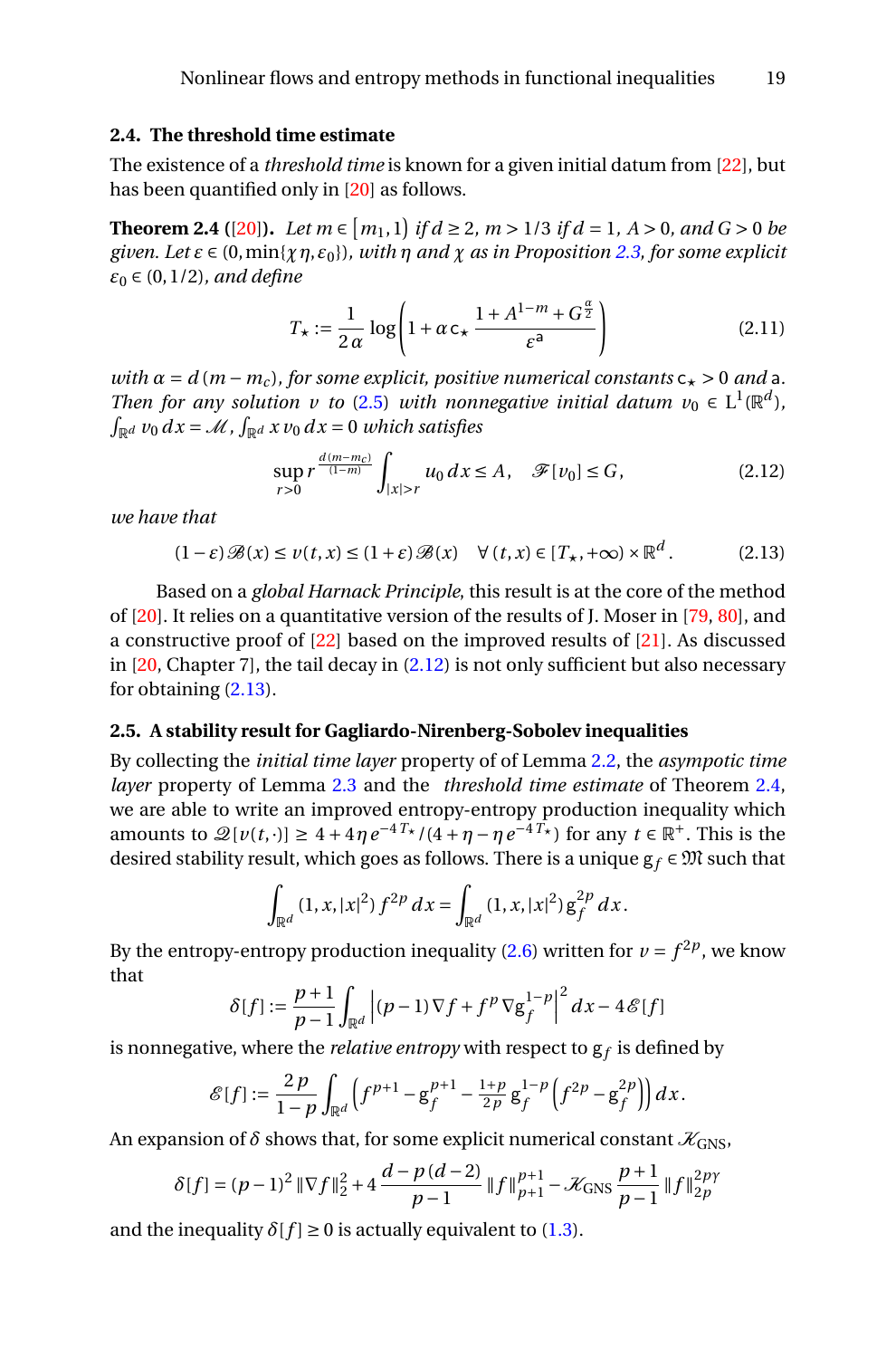### 2.4. The threshold time estimate

The existence of a *threshold time* is known for a given initial datum from [22], but has been quantified only in [20] as follows.

**Theorem 2.4** ([20])**.** *Let $m \in [m_1, 1)$ if $d \ge 2$, $m > 1/3$ if $d = 1$, $A > 0$, and $G > 0$ be given. Let $\varepsilon \in (0, \min\{\chi\eta, \varepsilon_0\})$, with $\eta$ and $\chi$ as in Proposition 2.3, for some explicit $\varepsilon_0 \in (0, 1/2)$, and define*

$$T_\star := \frac{1}{2\alpha} \log\left(1 + \alpha\, \mathsf{c}_\star\, \frac{1 + A^{1-m} + G^{\frac{\alpha}{2}}}{\varepsilon^{\mathsf{a}}}\right) \tag{2.11}$$

*with $\alpha = d\,(m - m_c)$, for some explicit, positive numerical constants $\mathsf{c}_\star > 0$ and $\mathsf{a}$. Then for any solution $v$ to (2.5) with nonnegative initial datum $v_0 \in \mathrm{L}^1(\mathbb{R}^d)$, $\int_{\mathbb{R}^d} v_0\, dx = \mathcal{M}$, $\int_{\mathbb{R}^d} x\, v_0\, dx = 0$ which satisfies*

$$\sup_{r>0} r^{\frac{d(m-m_c)}{(1-m)}} \int_{|x|>r} u_0\, dx \le A, \quad \mathcal{F}[v_0] \le G, \tag{2.12}$$

*we have that*

$$(1-\varepsilon)\,\mathcal{B}(x) \le v(t,x) \le (1+\varepsilon)\,\mathcal{B}(x) \quad \forall\,(t,x) \in [T_\star, +\infty) \times \mathbb{R}^d. \tag{2.13}$$

Based on a *global Harnack Principle*, this result is at the core of the method of [20]. It relies on a quantitative version of the results of J. Moser in [79, 80], and a constructive proof of [22] based on the improved results of [21]. As discussed in [20, Chapter 7], the tail decay in (2.12) is not only sufficient but also necessary for obtaining (2.13).

### 2.5. A stability result for Gagliardo-Nirenberg-Sobolev inequalities

By collecting the *initial time layer* property of of Lemma 2.2, the *asympotic time layer* property of Lemma 2.3 and the *threshold time estimate* of Theorem 2.4, we are able to write an improved entropy-entropy production inequality which amounts to $\mathcal{Q}[v(t,\cdot)] \ge 4 + 4\,\eta\, e^{-4\,T_\star}/(4 + \eta - \eta\, e^{-4\,T_\star})$ for any $t \in \mathbb{R}^+$. This is the desired stability result, which goes as follows. There is a unique $\mathsf{g}_f \in \mathfrak{M}$ such that

$$\int_{\mathbb{R}^d} (1, x, |x|^2)\, f^{2p}\, dx = \int_{\mathbb{R}^d} (1, x, |x|^2)\, \mathsf{g}_f^{2p}\, dx\,.$$

By the entropy-entropy production inequality (2.6) written for $v = f^{2p}$, we know that

$$\delta[f] := \frac{p+1}{p-1} \int_{\mathbb{R}^d} \left|(p-1)\,\nabla f + f^p\, \nabla \mathsf{g}_f^{1-p}\right|^2 dx - 4\,\mathcal{E}[f]$$

is nonnegative, where the *relative entropy* with respect to $\mathsf{g}_f$ is defined by

$$\mathcal{E}[f] := \frac{2p}{1-p} \int_{\mathbb{R}^d} \left(f^{p+1} - \mathsf{g}_f^{p+1} - \tfrac{1+p}{2p}\, \mathsf{g}_f^{1-p} \left(f^{2p} - \mathsf{g}_f^{2p}\right)\right) dx\,.$$

An expansion of $\delta$ shows that, for some explicit numerical constant $\mathcal{K}_{\mathrm{GNS}}$,

$$\delta[f] = (p-1)^2\, \|\nabla f\|_2^2 + 4\, \frac{d - p\,(d-2)}{p-1}\, \|f\|_{p+1}^{p+1} - \mathcal{K}_{\mathrm{GNS}}\, \frac{p+1}{p-1}\, \|f\|_{2p}^{2p\gamma}$$

and the inequality $\delta[f] \ge 0$ is actually equivalent to (1.3).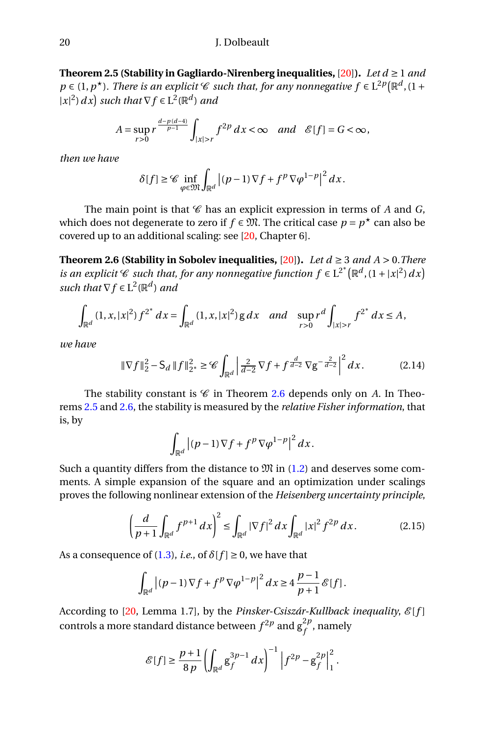**Theorem 2.5 (Stability in Gagliardo-Nirenberg inequalities,** [20]**).** *Let $d \ge 1$ and $p \in (1, p^\star)$. There is an explicit $\mathscr{C}$ such that, for any nonnegative $f \in \mathrm{L}^{2p}\big(\mathbb{R}^d, (1+|x|^2)\,dx\big)$ such that $\nabla f \in \mathrm{L}^2(\mathbb{R}^d)$ and*

$$A = \sup_{r>0} r^{\frac{d-p(d-4)}{p-1}} \int_{|x|>r} f^{2p}\,dx < \infty \quad \text{and} \quad \mathscr{E}[f] = G < \infty,$$

*then we have*

$$\delta[f] \ge \mathscr{C} \inf_{\varphi \in \mathfrak{M}} \int_{\mathbb{R}^d} \big|(p-1)\nabla f + f^p \nabla \varphi^{1-p}\big|^2\,dx.$$

The main point is that $\mathscr{C}$ has an explicit expression in terms of $A$ and $G$, which does not degenerate to zero if $f \in \mathfrak{M}$. The critical case $p = p^\star$ can also be covered up to an additional scaling: see [20, Chapter 6].

**Theorem 2.6 (Stability in Sobolev inequalities,** [20]**).** *Let $d \ge 3$ and $A > 0$. There is an explicit $\mathscr{C}$ such that, for any nonnegative function $f \in \mathrm{L}^{2^*}\big(\mathbb{R}^d, (1+|x|^2)\,dx\big)$ such that $\nabla f \in \mathrm{L}^2(\mathbb{R}^d)$ and*

$$\int_{\mathbb{R}^d} (1, x, |x|^2)\, f^{2^*}\,dx = \int_{\mathbb{R}^d} (1, x, |x|^2)\, \mathrm{g}\,dx \quad \text{and} \quad \sup_{r>0} r^d \int_{|x|>r} f^{2^*}\,dx \le A,$$

*we have*

$$\|\nabla f\|_2^2 - \mathsf{S}_d\, \|f\|_{2^*}^2 \ge \mathscr{C} \int_{\mathbb{R}^d} \Big|\tfrac{2}{d-2} \nabla f + f^{\frac{d}{d-2}} \nabla \mathrm{g}^{-\frac{2}{d-2}}\Big|^2\,dx. \tag{2.14}$$

The stability constant is $\mathscr{C}$ in Theorem 2.6 depends only on $A$. In Theorems 2.5 and 2.6, the stability is measured by the *relative Fisher information*, that is, by

$$\int_{\mathbb{R}^d} \big|(p-1)\nabla f + f^p \nabla \varphi^{1-p}\big|^2\,dx.$$

Such a quantity differs from the distance to $\mathfrak{M}$ in (1.2) and deserves some comments. A simple expansion of the square and an optimization under scalings proves the following nonlinear extension of the *Heisenberg uncertainty principle*,

$$\left(\frac{d}{p+1} \int_{\mathbb{R}^d} f^{p+1}\,dx\right)^2 \le \int_{\mathbb{R}^d} |\nabla f|^2\,dx \int_{\mathbb{R}^d} |x|^2 f^{2p}\,dx. \tag{2.15}$$

As a consequence of (1.3), *i.e.*, of $\delta[f] \ge 0$, we have that

$$\int_{\mathbb{R}^d} \big|(p-1)\nabla f + f^p \nabla \varphi^{1-p}\big|^2\,dx \ge 4\,\frac{p-1}{p+1}\,\mathscr{E}[f].$$

According to [20, Lemma 1.7], by the *Pinsker-Csiszár-Kullback inequality*, $\mathscr{E}[f]$ controls a more standard distance between $f^{2p}$ and $\mathrm{g}_f^{2p}$, namely

$$\mathscr{E}[f] \ge \frac{p+1}{8\,p} \left(\int_{\mathbb{R}^d} \mathrm{g}_f^{3p-1}\,dx\right)^{-1} \big|f^{2p} - \mathrm{g}_f^{2p}\big|_1^2.$$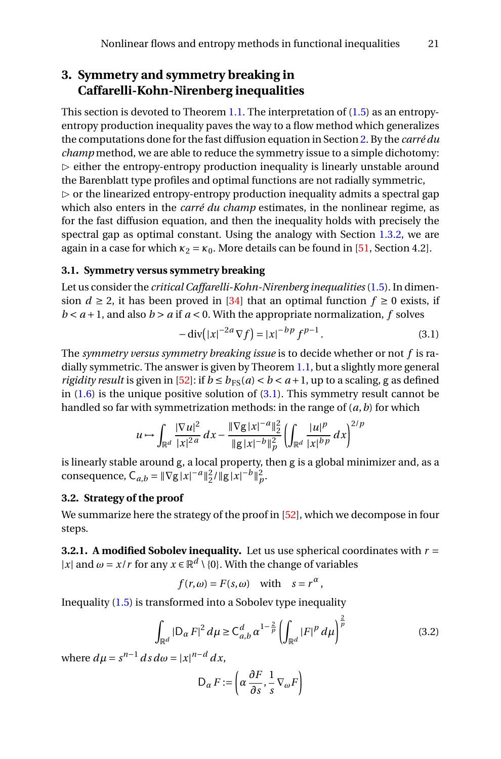## 3. Symmetry and symmetry breaking in Caffarelli-Kohn-Nirenberg inequalities

This section is devoted to Theorem 1.1. The interpretation of (1.5) as an entropy-entropy production inequality paves the way to a flow method which generalizes the computations done for the fast diffusion equation in Section 2. By the *carré du champ* method, we are able to reduce the symmetry issue to a simple dichotomy:
▷ either the entropy-entropy production inequality is linearly unstable around the Barenblatt type profiles and optimal functions are not radially symmetric,
▷ or the linearized entropy-entropy production inequality admits a spectral gap which also enters in the *carré du champ* estimates, in the nonlinear regime, as for the fast diffusion equation, and then the inequality holds with precisely the spectral gap as optimal constant. Using the analogy with Section 1.3.2, we are again in a case for which $\kappa_2 = \kappa_0$. More details can be found in [51, Section 4.2].

### 3.1. Symmetry versus symmetry breaking

Let us consider the *critical Caffarelli-Kohn-Nirenberg inequalities* (1.5). In dimension $d \ge 2$, it has been proved in [34] that an optimal function $f \ge 0$ exists, if $b < a+1$, and also $b > a$ if $a < 0$. With the appropriate normalization, $f$ solves

$$-\operatorname{div}\big(|x|^{-2a}\,\nabla f\big) = |x|^{-b\,p}\, f^{p-1}\,. \tag{3.1}$$

The *symmetry versus symmetry breaking issue* is to decide whether or not $f$ is radially symmetric. The answer is given by Theorem 1.1, but a slightly more general *rigidity result* is given in [52]: if $b \le b_{\rm FS}(a) < b < a+1$, up to a scaling, g as defined in (1.6) is the unique positive solution of (3.1). This symmetry result cannot be handled so far with symmetrization methods: in the range of $(a,b)$ for which

$$u \mapsto \int_{\mathbb{R}^d} \frac{|\nabla u|^2}{|x|^{2a}}\,dx - \frac{\|\nabla g\,|x|^{-a}\|_2^2}{\|g\,|x|^{-b}\|_p^2}\left(\int_{\mathbb{R}^d} \frac{|u|^p}{|x|^{b\,p}}\,dx\right)^{2/p}$$

is linearly stable around g, a local property, then g is a global minimizer and, as a consequence, $\mathsf{C}_{a,b} = \|\nabla g\,|x|^{-a}\|_2^2 / \|g\,|x|^{-b}\|_p^2$.

### 3.2. Strategy of the proof

We summarize here the strategy of the proof in [52], which we decompose in four steps.

**3.2.1. A modified Sobolev inequality.** Let us use spherical coordinates with $r = |x|$ and $\omega = x/r$ for any $x \in \mathbb{R}^d \setminus \{0\}$. With the change of variables

$$f(r,\omega) = F(s,\omega) \quad \text{with} \quad s = r^\alpha\,,$$

Inequality (1.5) is transformed into a Sobolev type inequality

$$\int_{\mathbb{R}^d} |\mathsf{D}_\alpha F|^2\,d\mu \ge \mathsf{C}_{a,b}^d\,\alpha^{1-\frac{2}{p}}\left(\int_{\mathbb{R}^d} |F|^p\,d\mu\right)^{\frac{2}{p}} \tag{3.2}$$

where $d\mu = s^{n-1}\,ds\,d\omega = |x|^{n-d}\,dx$,

$$\mathsf{D}_\alpha F := \left(\alpha\,\frac{\partial F}{\partial s}, \frac{1}{s}\,\nabla_\omega F\right)$$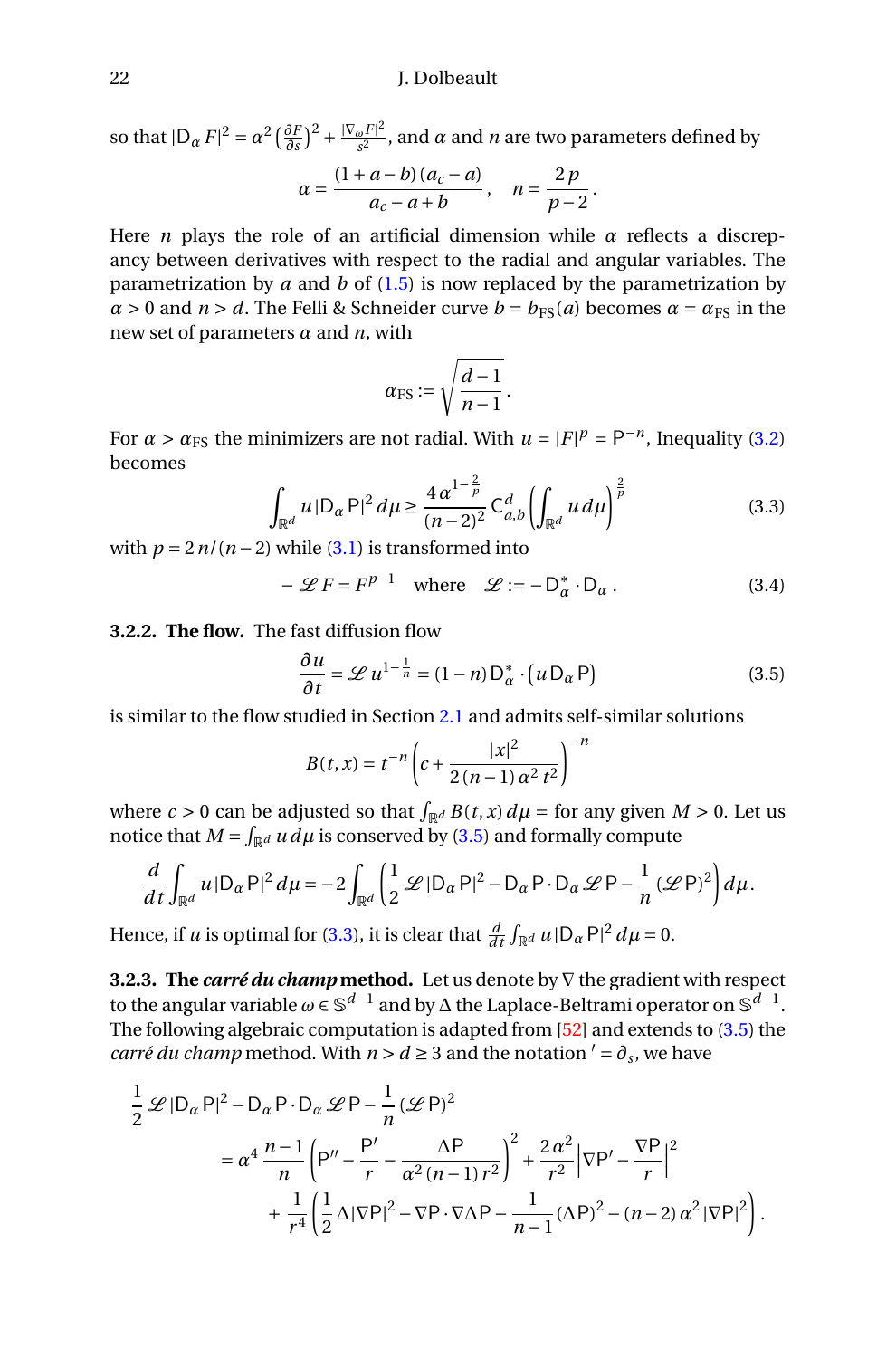so that $|\mathsf{D}_\alpha F|^2 = \alpha^2 \left(\frac{\partial F}{\partial s}\right)^2 + \frac{|\nabla_\omega F|^2}{s^2}$, and $\alpha$ and $n$ are two parameters defined by

$$\alpha = \frac{(1+a-b)\,(a_c-a)}{a_c-a+b}\,, \quad n = \frac{2\,p}{p-2}\,.$$

Here $n$ plays the role of an artificial dimension while $\alpha$ reflects a discrepancy between derivatives with respect to the radial and angular variables. The parametrization by $a$ and $b$ of (1.5) is now replaced by the parametrization by $\alpha > 0$ and $n > d$. The Felli & Schneider curve $b = b_{\mathrm{FS}}(a)$ becomes $\alpha = \alpha_{\mathrm{FS}}$ in the new set of parameters $\alpha$ and $n$, with

$$\alpha_{\mathrm{FS}} := \sqrt{\frac{d-1}{n-1}}\,.$$

For $\alpha > \alpha_{\mathrm{FS}}$ the minimizers are not radial. With $u = |F|^p = \mathsf{P}^{-n}$, Inequality (3.2) becomes

$$\int_{\mathbb{R}^d} u\,|\mathsf{D}_\alpha \mathsf{P}|^2\,d\mu \ge \frac{4\,\alpha^{1-\frac{2}{p}}}{(n-2)^2}\,\mathsf{C}_{a,b}^d \left(\int_{\mathbb{R}^d} u\,d\mu\right)^{\frac{2}{p}} \tag{3.3}$$

with $p = 2\,n/(n-2)$ while (3.1) is transformed into

$$-\mathscr{L} F = F^{p-1} \quad \text{where} \quad \mathscr{L} := -\mathsf{D}_\alpha^* \cdot \mathsf{D}_\alpha\,. \tag{3.4}$$

**3.2.2. The flow.** The fast diffusion flow

$$\frac{\partial u}{\partial t} = \mathscr{L}\,u^{1-\frac{1}{n}} = (1-n)\,\mathsf{D}_\alpha^* \cdot \left(u\,\mathsf{D}_\alpha \mathsf{P}\right) \tag{3.5}$$

is similar to the flow studied in Section 2.1 and admits self-similar solutions

$$B(t,x) = t^{-n}\left(c + \frac{|x|^2}{2\,(n-1)\,\alpha^2\,t^2}\right)^{-n}$$

where $c > 0$ can be adjusted so that $\int_{\mathbb{R}^d} B(t,x)\,d\mu =$ for any given $M > 0$. Let us notice that $M = \int_{\mathbb{R}^d} u\,d\mu$ is conserved by (3.5) and formally compute

$$\frac{d}{dt}\int_{\mathbb{R}^d} u\,|\mathsf{D}_\alpha \mathsf{P}|^2\,d\mu = -2\int_{\mathbb{R}^d}\left(\frac{1}{2}\,\mathscr{L}\,|\mathsf{D}_\alpha \mathsf{P}|^2 - \mathsf{D}_\alpha \mathsf{P}\cdot \mathsf{D}_\alpha\,\mathscr{L}\,\mathsf{P} - \frac{1}{n}\,(\mathscr{L}\,\mathsf{P})^2\right)d\mu\,.$$

Hence, if $u$ is optimal for (3.3), it is clear that $\frac{d}{dt}\int_{\mathbb{R}^d} u\,|\mathsf{D}_\alpha \mathsf{P}|^2\,d\mu = 0$.

**3.2.3. The *carré du champ* method.** Let us denote by $\nabla$ the gradient with respect to the angular variable $\omega \in \mathbb{S}^{d-1}$ and by $\Delta$ the Laplace-Beltrami operator on $\mathbb{S}^{d-1}$. The following algebraic computation is adapted from [52] and extends to (3.5) the *carré du champ* method. With $n > d \ge 3$ and the notation $' = \partial_s$, we have

$$\begin{aligned}
&\frac{1}{2}\,\mathscr{L}\,|\mathsf{D}_\alpha \mathsf{P}|^2 - \mathsf{D}_\alpha \mathsf{P}\cdot \mathsf{D}_\alpha\,\mathscr{L}\,\mathsf{P} - \frac{1}{n}\,(\mathscr{L}\,\mathsf{P})^2 \\
&\qquad = \alpha^4\,\frac{n-1}{n}\left(\mathsf{P}'' - \frac{\mathsf{P}'}{r} - \frac{\Delta \mathsf{P}}{\alpha^2\,(n-1)\,r^2}\right)^2 + \frac{2\,\alpha^2}{r^2}\left|\nabla \mathsf{P}' - \frac{\nabla \mathsf{P}}{r}\right|^2 \\
&\qquad\quad + \frac{1}{r^4}\left(\frac{1}{2}\,\Delta |\nabla \mathsf{P}|^2 - \nabla \mathsf{P}\cdot\nabla\Delta \mathsf{P} - \frac{1}{n-1}\,(\Delta \mathsf{P})^2 - (n-2)\,\alpha^2\,|\nabla \mathsf{P}|^2\right).
\end{aligned}$$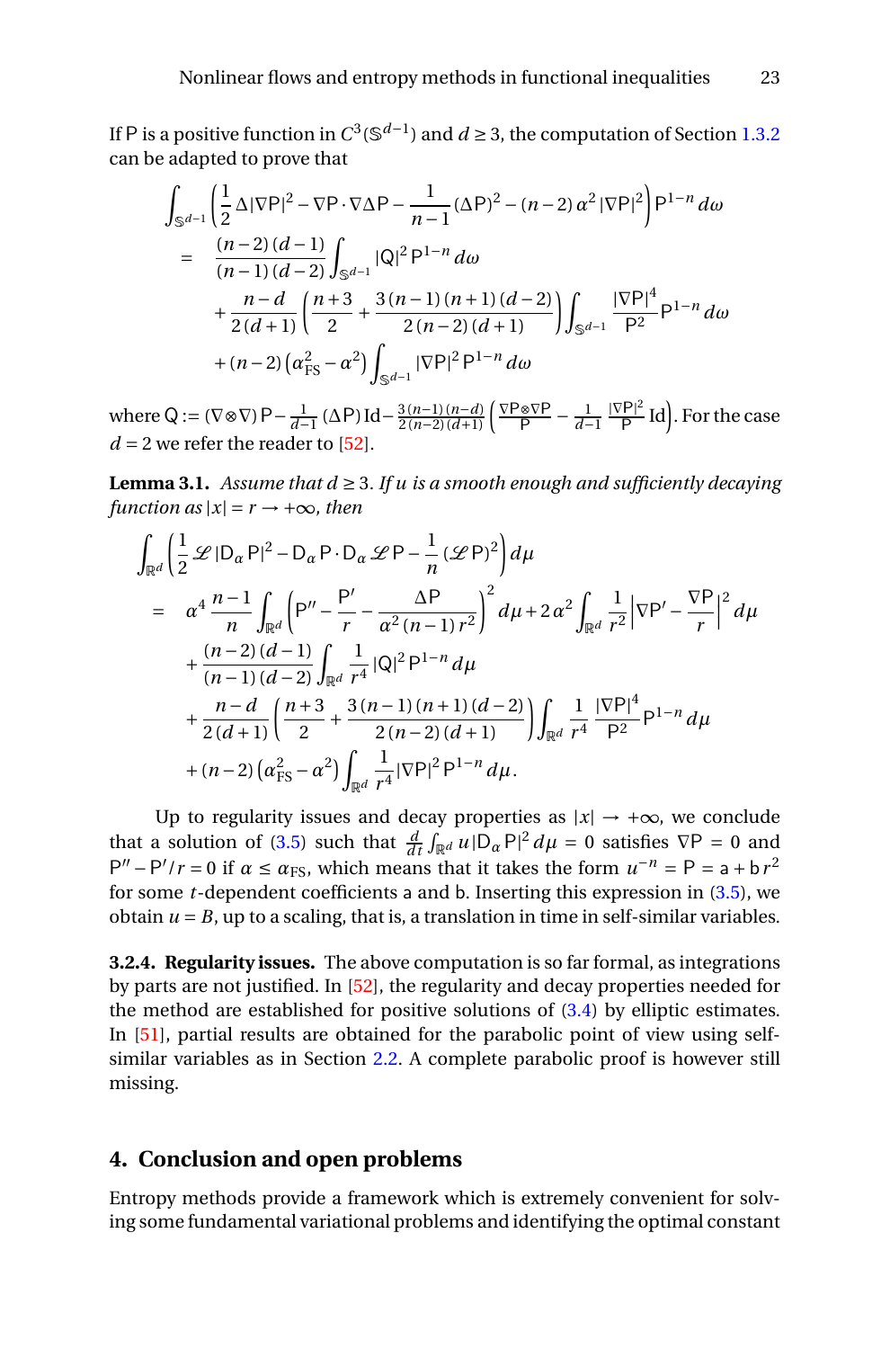If $\mathsf{P}$ is a positive function in $C^3(\mathbb{S}^{d-1})$ and $d \geq 3$, the computation of Section 1.3.2 can be adapted to prove that

$$
\begin{aligned}
&\int_{\mathbb{S}^{d-1}} \left( \frac{1}{2} \Delta |\nabla \mathsf{P}|^2 - \nabla \mathsf{P} \cdot \nabla \Delta \mathsf{P} - \frac{1}{n-1} (\Delta \mathsf{P})^2 - (n-2)\, \alpha^2 \, |\nabla \mathsf{P}|^2 \right) \mathsf{P}^{1-n} \, d\omega \\
&= \frac{(n-2)\,(d-1)}{(n-1)\,(d-2)} \int_{\mathbb{S}^{d-1}} |\mathsf{Q}|^2 \, \mathsf{P}^{1-n} \, d\omega \\
&\quad + \frac{n-d}{2\,(d+1)} \left( \frac{n+3}{2} + \frac{3\,(n-1)\,(n+1)\,(d-2)}{2\,(n-2)\,(d+1)} \right) \int_{\mathbb{S}^{d-1}} \frac{|\nabla \mathsf{P}|^4}{\mathsf{P}^2} \mathsf{P}^{1-n} \, d\omega \\
&\quad + (n-2) \left( \alpha_{\mathrm{FS}}^2 - \alpha^2 \right) \int_{\mathbb{S}^{d-1}} |\nabla \mathsf{P}|^2 \, \mathsf{P}^{1-n} \, d\omega
\end{aligned}
$$

where $\mathsf{Q} := (\nabla \otimes \nabla)\,\mathsf{P} - \frac{1}{d-1}\,(\Delta \mathsf{P})\,\mathrm{Id} - \frac{3\,(n-1)\,(n-d)}{2\,(n-2)\,(d+1)} \left( \frac{\nabla \mathsf{P} \otimes \nabla \mathsf{P}}{\mathsf{P}} - \frac{1}{d-1} \frac{|\nabla \mathsf{P}|^2}{\mathsf{P}} \,\mathrm{Id} \right)$. For the case $d = 2$ we refer the reader to [52].

**Lemma 3.1.** *Assume that $d \geq 3$. If $u$ is a smooth enough and sufficiently decaying function as $|x| = r \to +\infty$, then*

$$
\begin{aligned}
&\int_{\mathbb{R}^d} \left( \frac{1}{2} \mathscr{L} \, |\mathsf{D}_\alpha \mathsf{P}|^2 - \mathsf{D}_\alpha \mathsf{P} \cdot \mathsf{D}_\alpha \mathscr{L} \mathsf{P} - \frac{1}{n} (\mathscr{L} \mathsf{P})^2 \right) d\mu \\
&= \alpha^4 \, \frac{n-1}{n} \int_{\mathbb{R}^d} \left( \mathsf{P}'' - \frac{\mathsf{P}'}{r} - \frac{\Delta \mathsf{P}}{\alpha^2 \,(n-1)\, r^2} \right)^2 d\mu + 2\, \alpha^2 \int_{\mathbb{R}^d} \frac{1}{r^2} \left| \nabla \mathsf{P}' - \frac{\nabla \mathsf{P}}{r} \right|^2 d\mu \\
&\quad + \frac{(n-2)\,(d-1)}{(n-1)\,(d-2)} \int_{\mathbb{R}^d} \frac{1}{r^4} |\mathsf{Q}|^2 \, \mathsf{P}^{1-n} \, d\mu \\
&\quad + \frac{n-d}{2\,(d+1)} \left( \frac{n+3}{2} + \frac{3\,(n-1)\,(n+1)\,(d-2)}{2\,(n-2)\,(d+1)} \right) \int_{\mathbb{R}^d} \frac{1}{r^4} \frac{|\nabla \mathsf{P}|^4}{\mathsf{P}^2} \mathsf{P}^{1-n} \, d\mu \\
&\quad + (n-2) \left( \alpha_{\mathrm{FS}}^2 - \alpha^2 \right) \int_{\mathbb{R}^d} \frac{1}{r^4} |\nabla \mathsf{P}|^2 \, \mathsf{P}^{1-n} \, d\mu \,.
\end{aligned}
$$

Up to regularity issues and decay properties as $|x| \to +\infty$, we conclude that a solution of (3.5) such that $\frac{d}{dt} \int_{\mathbb{R}^d} u \, |\mathsf{D}_\alpha \mathsf{P}|^2 \, d\mu = 0$ satisfies $\nabla \mathsf{P} = 0$ and $\mathsf{P}'' - \mathsf{P}'/r = 0$ if $\alpha \leq \alpha_{\mathrm{FS}}$, which means that it takes the form $u^{-n} = \mathsf{P} = \mathsf{a} + \mathsf{b}\, r^2$ for some $t$-dependent coefficients $\mathsf{a}$ and $\mathsf{b}$. Inserting this expression in (3.5), we obtain $u = B$, up to a scaling, that is, a translation in time in self-similar variables.

**3.2.4. Regularity issues.** The above computation is so far formal, as integrations by parts are not justified. In [52], the regularity and decay properties needed for the method are established for positive solutions of (3.4) by elliptic estimates. In [51], partial results are obtained for the parabolic point of view using self-similar variables as in Section 2.2. A complete parabolic proof is however still missing.

## 4. Conclusion and open problems

Entropy methods provide a framework which is extremely convenient for solving some fundamental variational problems and identifying the optimal constant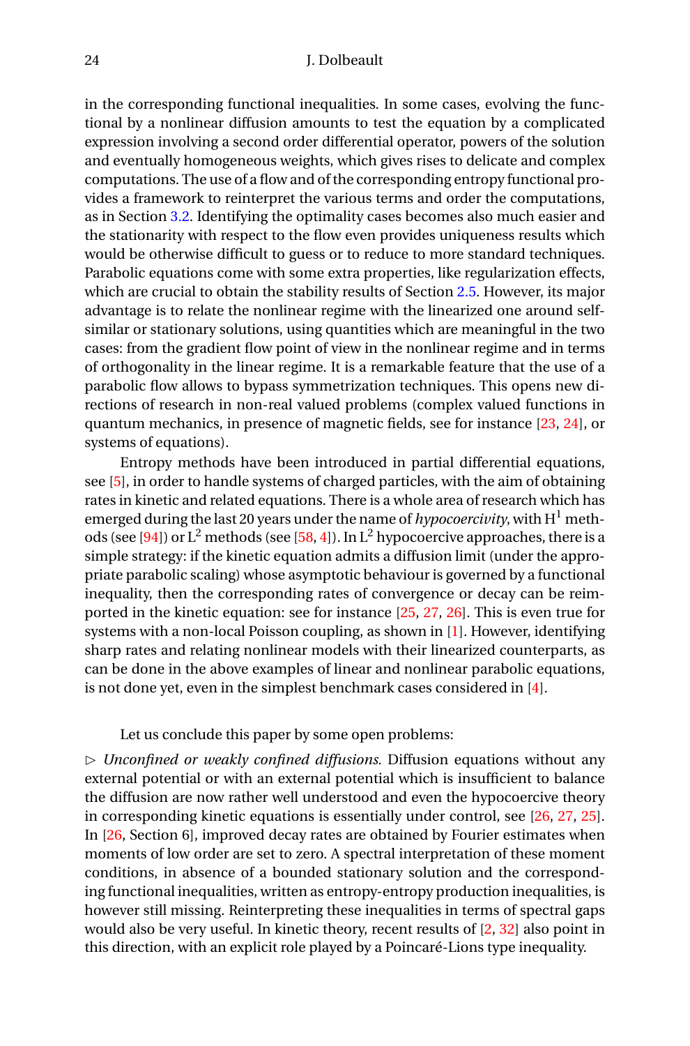in the corresponding functional inequalities. In some cases, evolving the functional by a nonlinear diffusion amounts to test the equation by a complicated expression involving a second order differential operator, powers of the solution and eventually homogeneous weights, which gives rises to delicate and complex computations. The use of a flow and of the corresponding entropy functional provides a framework to reinterpret the various terms and order the computations, as in Section 3.2. Identifying the optimality cases becomes also much easier and the stationarity with respect to the flow even provides uniqueness results which would be otherwise difficult to guess or to reduce to more standard techniques. Parabolic equations come with some extra properties, like regularization effects, which are crucial to obtain the stability results of Section 2.5. However, its major advantage is to relate the nonlinear regime with the linearized one around self-similar or stationary solutions, using quantities which are meaningful in the two cases: from the gradient flow point of view in the nonlinear regime and in terms of orthogonality in the linear regime. It is a remarkable feature that the use of a parabolic flow allows to bypass symmetrization techniques. This opens new directions of research in non-real valued problems (complex valued functions in quantum mechanics, in presence of magnetic fields, see for instance [23, 24], or systems of equations).

Entropy methods have been introduced in partial differential equations, see [5], in order to handle systems of charged particles, with the aim of obtaining rates in kinetic and related equations. There is a whole area of research which has emerged during the last 20 years under the name of *hypocoercivity*, with $\mathrm{H}^1$ methods (see [94]) or $\mathrm{L}^2$ methods (see [58, 4]). In $\mathrm{L}^2$ hypocoercive approaches, there is a simple strategy: if the kinetic equation admits a diffusion limit (under the appropriate parabolic scaling) whose asymptotic behaviour is governed by a functional inequality, then the corresponding rates of convergence or decay can be reimported in the kinetic equation: see for instance [25, 27, 26]. This is even true for systems with a non-local Poisson coupling, as shown in [1]. However, identifying sharp rates and relating nonlinear models with their linearized counterparts, as can be done in the above examples of linear and nonlinear parabolic equations, is not done yet, even in the simplest benchmark cases considered in [4].

Let us conclude this paper by some open problems:

$\triangleright$ *Unconfined or weakly confined diffusions.* Diffusion equations without any external potential or with an external potential which is insufficient to balance the diffusion are now rather well understood and even the hypocoercive theory in corresponding kinetic equations is essentially under control, see [26, 27, 25]. In [26, Section 6], improved decay rates are obtained by Fourier estimates when moments of low order are set to zero. A spectral interpretation of these moment conditions, in absence of a bounded stationary solution and the corresponding functional inequalities, written as entropy-entropy production inequalities, is however still missing. Reinterpreting these inequalities in terms of spectral gaps would also be very useful. In kinetic theory, recent results of [2, 32] also point in this direction, with an explicit role played by a Poincaré-Lions type inequality.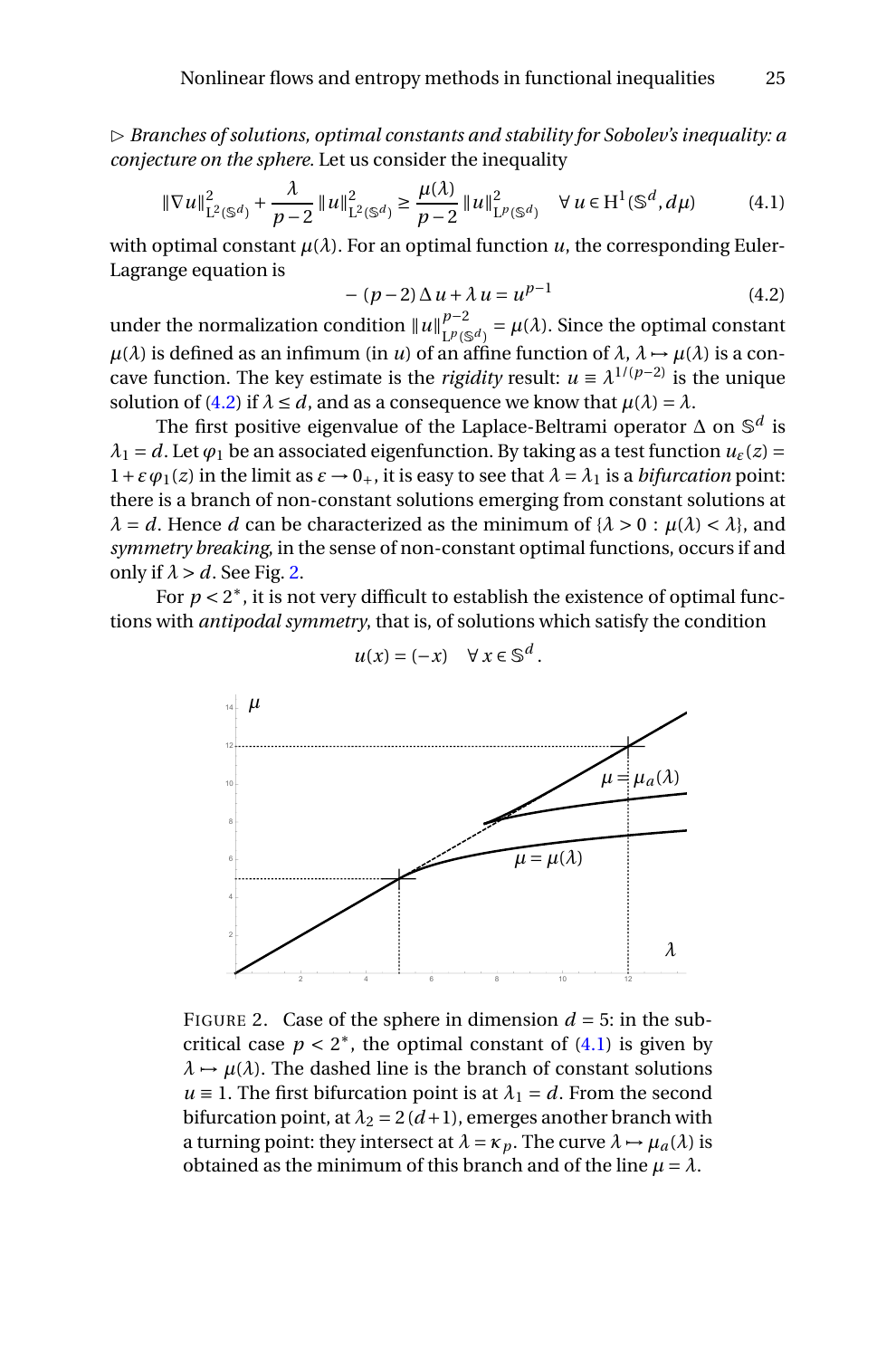▷ *Branches of solutions, optimal constants and stability for Sobolev's inequality: a conjecture on the sphere.* Let us consider the inequality

$$\|\nabla u\|^2_{\mathrm{L}^2(\mathbb{S}^d)} + \frac{\lambda}{p-2}\,\|u\|^2_{\mathrm{L}^2(\mathbb{S}^d)} \geq \frac{\mu(\lambda)}{p-2}\,\|u\|^2_{\mathrm{L}^p(\mathbb{S}^d)} \quad \forall\, u \in \mathrm{H}^1(\mathbb{S}^d, d\mu) \tag{4.1}$$

with optimal constant $\mu(\lambda)$. For an optimal function $u$, the corresponding Euler-Lagrange equation is

$$-\,(p-2)\,\Delta\, u + \lambda\, u = u^{p-1} \tag{4.2}$$

under the normalization condition $\|u\|^{p-2}_{\mathrm{L}^p(\mathbb{S}^d)} = \mu(\lambda)$. Since the optimal constant $\mu(\lambda)$ is defined as an infimum (in $u$) of an affine function of $\lambda$, $\lambda \mapsto \mu(\lambda)$ is a concave function. The key estimate is the *rigidity* result: $u \equiv \lambda^{1/(p-2)}$ is the unique solution of (4.2) if $\lambda \leq d$, and as a consequence we know that $\mu(\lambda) = \lambda$.

The first positive eigenvalue of the Laplace-Beltrami operator $\Delta$ on $\mathbb{S}^d$ is $\lambda_1 = d$. Let $\varphi_1$ be an associated eigenfunction. By taking as a test function $u_\varepsilon(z) = 1 + \varepsilon\,\varphi_1(z)$ in the limit as $\varepsilon \to 0_+$, it is easy to see that $\lambda = \lambda_1$ is a *bifurcation* point: there is a branch of non-constant solutions emerging from constant solutions at $\lambda = d$. Hence $d$ can be characterized as the minimum of $\{\lambda > 0 : \mu(\lambda) < \lambda\}$, and *symmetry breaking*, in the sense of non-constant optimal functions, occurs if and only if $\lambda > d$. See Fig. 2.

For $p < 2^*$, it is not very difficult to establish the existence of optimal functions with *antipodal symmetry*, that is, of solutions which satisfy the condition

$$u(x) = (-x) \quad \forall\, x \in \mathbb{S}^d.$$

FIGURE 2. Case of the sphere in dimension $d = 5$: in the subcritical case $p < 2^*$, the optimal constant of (4.1) is given by $\lambda \mapsto \mu(\lambda)$. The dashed line is the branch of constant solutions $u \equiv 1$. The first bifurcation point is at $\lambda_1 = d$. From the second bifurcation point, at $\lambda_2 = 2\,(d+1)$, emerges another branch with a turning point: they intersect at $\lambda = \kappa_p$. The curve $\lambda \mapsto \mu_a(\lambda)$ is obtained as the minimum of this branch and of the line $\mu = \lambda$.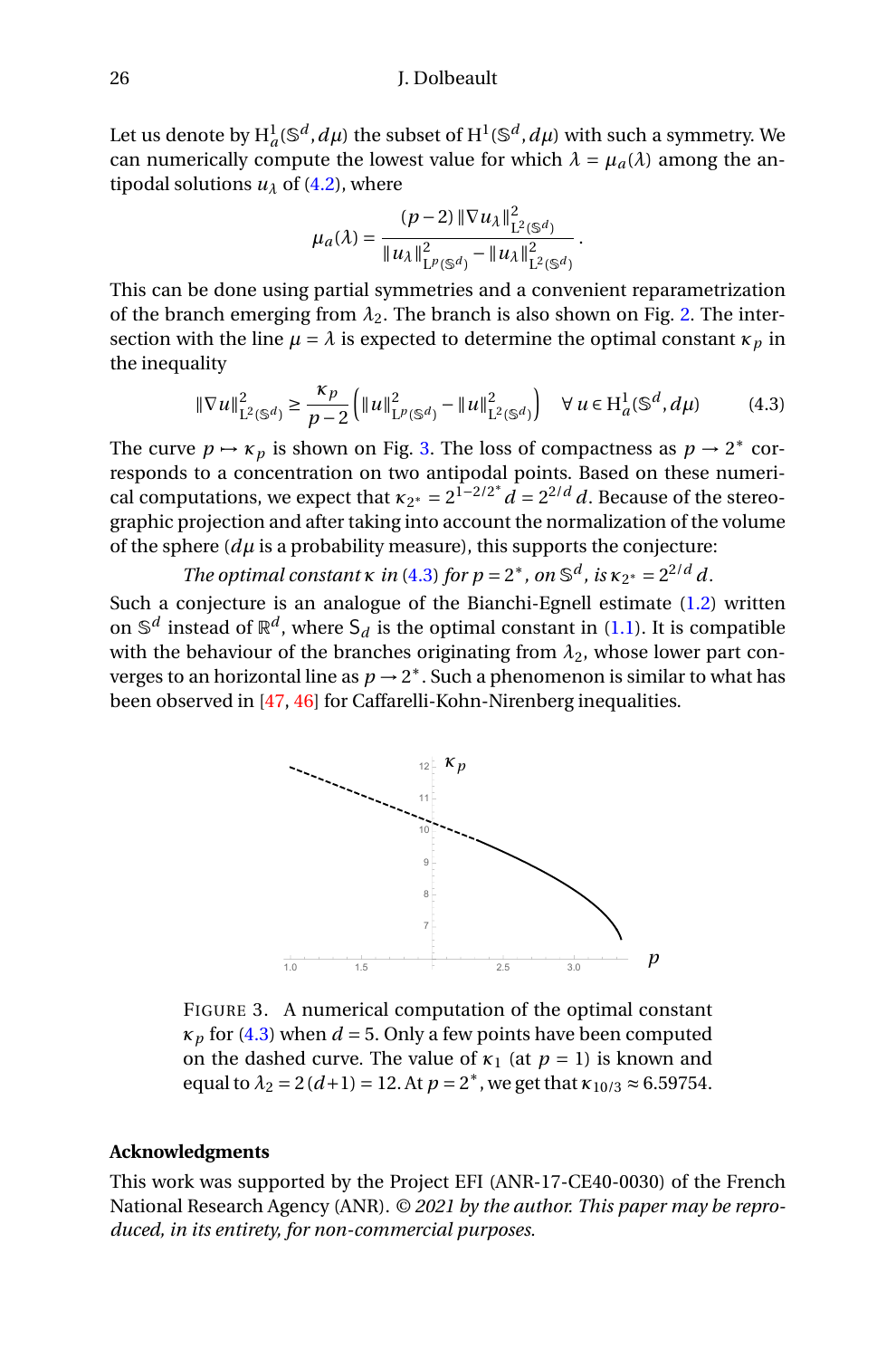Let us denote by $\mathrm{H}^1_a(\mathbb{S}^d, d\mu)$ the subset of $\mathrm{H}^1(\mathbb{S}^d, d\mu)$ with such a symmetry. We can numerically compute the lowest value for which $\lambda = \mu_a(\lambda)$ among the antipodal solutions $u_\lambda$ of (4.2), where

$$\mu_a(\lambda) = \frac{(p-2)\,\|\nabla u_\lambda\|^2_{\mathrm{L}^2(\mathbb{S}^d)}}{\|u_\lambda\|^2_{\mathrm{L}^p(\mathbb{S}^d)} - \|u_\lambda\|^2_{\mathrm{L}^2(\mathbb{S}^d)}}\,.$$

This can be done using partial symmetries and a convenient reparametrization of the branch emerging from $\lambda_2$. The branch is also shown on Fig. 2. The intersection with the line $\mu = \lambda$ is expected to determine the optimal constant $\kappa_p$ in the inequality

$$\|\nabla u\|^2_{\mathrm{L}^2(\mathbb{S}^d)} \ge \frac{\kappa_p}{p-2}\left(\|u\|^2_{\mathrm{L}^p(\mathbb{S}^d)} - \|u\|^2_{\mathrm{L}^2(\mathbb{S}^d)}\right) \quad \forall\, u \in \mathrm{H}^1_a(\mathbb{S}^d, d\mu) \tag{4.3}$$

The curve $p \mapsto \kappa_p$ is shown on Fig. 3. The loss of compactness as $p \to 2^*$ corresponds to a concentration on two antipodal points. Based on these numerical computations, we expect that $\kappa_{2^*} = 2^{1-2/2^*}\,d = 2^{2/d}\,d$. Because of the stereographic projection and after taking into account the normalization of the volume of the sphere ($d\mu$ is a probability measure), this supports the conjecture:

*The optimal constant $\kappa$ in (4.3) for $p = 2^*$, on $\mathbb{S}^d$, is $\kappa_{2^*} = 2^{2/d}\,d$.*

Such a conjecture is an analogue of the Bianchi-Egnell estimate (1.2) written on $\mathbb{S}^d$ instead of $\mathbb{R}^d$, where $\mathsf{S}_d$ is the optimal constant in (1.1). It is compatible with the behaviour of the branches originating from $\lambda_2$, whose lower part converges to an horizontal line as $p \to 2^*$. Such a phenomenon is similar to what has been observed in [47, 46] for Caffarelli-Kohn-Nirenberg inequalities.

FIGURE 3. A numerical computation of the optimal constant $\kappa_p$ for (4.3) when $d = 5$. Only a few points have been computed on the dashed curve. The value of $\kappa_1$ (at $p = 1$) is known and equal to $\lambda_2 = 2\,(d+1) = 12$. At $p = 2^*$, we get that $\kappa_{10/3} \approx 6.59754$.

## Acknowledgments

This work was supported by the Project EFI (ANR-17-CE40-0030) of the French National Research Agency (ANR). © *2021 by the author. This paper may be reproduced, in its entirety, for non-commercial purposes.*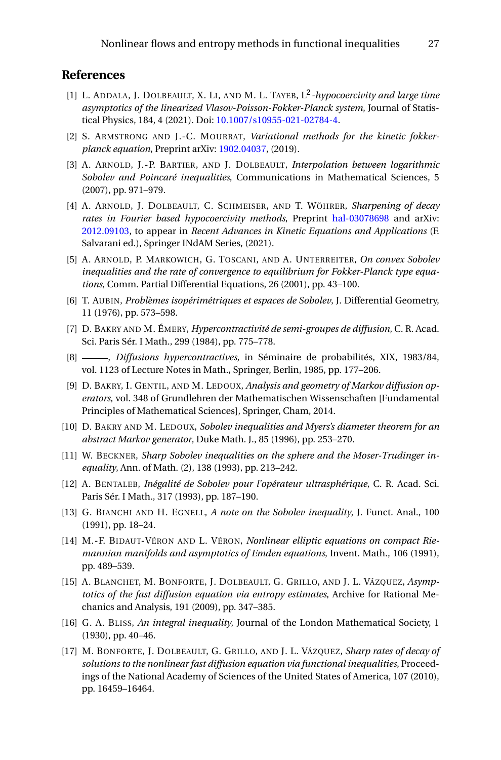## References

[1] L. Addala, J. Dolbeault, X. Li, and M. L. Tayeb, $\mathrm{L}^2$*-hypocoercivity and large time asymptotics of the linearized Vlasov-Poisson-Fokker-Planck system*, Journal of Statistical Physics, 184, 4 (2021). Doi: 10.1007/s10955-021-02784-4.

[2] S. Armstrong and J.-C. Mourrat, *Variational methods for the kinetic fokker-planck equation*, Preprint arXiv: 1902.04037, (2019).

[3] A. Arnold, J.-P. Bartier, and J. Dolbeault, *Interpolation between logarithmic Sobolev and Poincaré inequalities*, Communications in Mathematical Sciences, 5 (2007), pp. 971–979.

[4] A. Arnold, J. Dolbeault, C. Schmeiser, and T. Wöhrer, *Sharpening of decay rates in Fourier based hypocoercivity methods*, Preprint hal-03078698 and arXiv: 2012.09103, to appear in *Recent Advances in Kinetic Equations and Applications* (F. Salvarani ed.), Springer INdAM Series, (2021).

[5] A. Arnold, P. Markowich, G. Toscani, and A. Unterreiter, *On convex Sobolev inequalities and the rate of convergence to equilibrium for Fokker-Planck type equations*, Comm. Partial Differential Equations, 26 (2001), pp. 43–100.

[6] T. Aubin, *Problèmes isopérimétriques et espaces de Sobolev*, J. Differential Geometry, 11 (1976), pp. 573–598.

[7] D. Bakry and M. Émery, *Hypercontractivité de semi-groupes de diffusion*, C. R. Acad. Sci. Paris Sér. I Math., 299 (1984), pp. 775–778.

[8] ———, *Diffusions hypercontractives*, in Séminaire de probabilités, XIX, 1983/84, vol. 1123 of Lecture Notes in Math., Springer, Berlin, 1985, pp. 177–206.

[9] D. Bakry, I. Gentil, and M. Ledoux, *Analysis and geometry of Markov diffusion operators*, vol. 348 of Grundlehren der Mathematischen Wissenschaften [Fundamental Principles of Mathematical Sciences], Springer, Cham, 2014.

[10] D. Bakry and M. Ledoux, *Sobolev inequalities and Myers's diameter theorem for an abstract Markov generator*, Duke Math. J., 85 (1996), pp. 253–270.

[11] W. Beckner, *Sharp Sobolev inequalities on the sphere and the Moser-Trudinger inequality*, Ann. of Math. (2), 138 (1993), pp. 213–242.

[12] A. Bentaleb, *Inégalité de Sobolev pour l'opérateur ultrasphérique*, C. R. Acad. Sci. Paris Sér. I Math., 317 (1993), pp. 187–190.

[13] G. Bianchi and H. Egnell, *A note on the Sobolev inequality*, J. Funct. Anal., 100 (1991), pp. 18–24.

[14] M.-F. Bidaut-Véron and L. Véron, *Nonlinear elliptic equations on compact Riemannian manifolds and asymptotics of Emden equations*, Invent. Math., 106 (1991), pp. 489–539.

[15] A. Blanchet, M. Bonforte, J. Dolbeault, G. Grillo, and J. L. Vázquez, *Asymptotics of the fast diffusion equation via entropy estimates*, Archive for Rational Mechanics and Analysis, 191 (2009), pp. 347–385.

[16] G. A. Bliss, *An integral inequality*, Journal of the London Mathematical Society, 1 (1930), pp. 40–46.

[17] M. Bonforte, J. Dolbeault, G. Grillo, and J. L. Vázquez, *Sharp rates of decay of solutions to the nonlinear fast diffusion equation via functional inequalities*, Proceedings of the National Academy of Sciences of the United States of America, 107 (2010), pp. 16459–16464.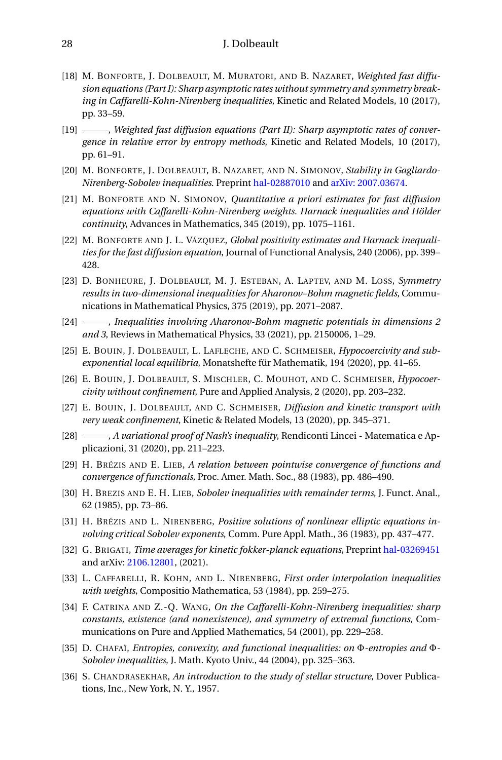[18] M. Bonforte, J. Dolbeault, M. Muratori, and B. Nazaret, *Weighted fast diffusion equations (Part I): Sharp asymptotic rates without symmetry and symmetry breaking in Caffarelli-Kohn-Nirenberg inequalities*, Kinetic and Related Models, 10 (2017), pp. 33–59.

[19] ———, *Weighted fast diffusion equations (Part II): Sharp asymptotic rates of convergence in relative error by entropy methods*, Kinetic and Related Models, 10 (2017), pp. 61–91.

[20] M. Bonforte, J. Dolbeault, B. Nazaret, and N. Simonov, *Stability in Gagliardo-Nirenberg-Sobolev inequalities*. Preprint hal-02887010 and arXiv: 2007.03674.

[21] M. Bonforte and N. Simonov, *Quantitative a priori estimates for fast diffusion equations with Caffarelli-Kohn-Nirenberg weights. Harnack inequalities and Hölder continuity*, Advances in Mathematics, 345 (2019), pp. 1075–1161.

[22] M. Bonforte and J. L. Vázquez, *Global positivity estimates and Harnack inequalities for the fast diffusion equation*, Journal of Functional Analysis, 240 (2006), pp. 399–428.

[23] D. Bonheure, J. Dolbeault, M. J. Esteban, A. Laptev, and M. Loss, *Symmetry results in two-dimensional inequalities for Aharonov–Bohm magnetic fields*, Communications in Mathematical Physics, 375 (2019), pp. 2071–2087.

[24] ———, *Inequalities involving Aharonov-Bohm magnetic potentials in dimensions 2 and 3*, Reviews in Mathematical Physics, 33 (2021), pp. 2150006, 1–29.

[25] E. Bouin, J. Dolbeault, L. Lafleche, and C. Schmeiser, *Hypocoercivity and subexponential local equilibria*, Monatshefte für Mathematik, 194 (2020), pp. 41–65.

[26] E. Bouin, J. Dolbeault, S. Mischler, C. Mouhot, and C. Schmeiser, *Hypocoercivity without confinement*, Pure and Applied Analysis, 2 (2020), pp. 203–232.

[27] E. Bouin, J. Dolbeault, and C. Schmeiser, *Diffusion and kinetic transport with very weak confinement*, Kinetic & Related Models, 13 (2020), pp. 345–371.

[28] ———, *A variational proof of Nash's inequality*, Rendiconti Lincei - Matematica e Applicazioni, 31 (2020), pp. 211–223.

[29] H. Brézis and E. Lieb, *A relation between pointwise convergence of functions and convergence of functionals*, Proc. Amer. Math. Soc., 88 (1983), pp. 486–490.

[30] H. Brezis and E. H. Lieb, *Sobolev inequalities with remainder terms*, J. Funct. Anal., 62 (1985), pp. 73–86.

[31] H. Brézis and L. Nirenberg, *Positive solutions of nonlinear elliptic equations involving critical Sobolev exponents*, Comm. Pure Appl. Math., 36 (1983), pp. 437–477.

[32] G. Brigati, *Time averages for kinetic fokker-planck equations*, Preprint hal-03269451 and arXiv: 2106.12801, (2021).

[33] L. Caffarelli, R. Kohn, and L. Nirenberg, *First order interpolation inequalities with weights*, Compositio Mathematica, 53 (1984), pp. 259–275.

[34] F. Catrina and Z.-Q. Wang, *On the Caffarelli-Kohn-Nirenberg inequalities: sharp constants, existence (and nonexistence), and symmetry of extremal functions*, Communications on Pure and Applied Mathematics, 54 (2001), pp. 229–258.

[35] D. Chafaï, *Entropies, convexity, and functional inequalities: on Φ-entropies and Φ-Sobolev inequalities*, J. Math. Kyoto Univ., 44 (2004), pp. 325–363.

[36] S. Chandrasekhar, *An introduction to the study of stellar structure*, Dover Publications, Inc., New York, N. Y., 1957.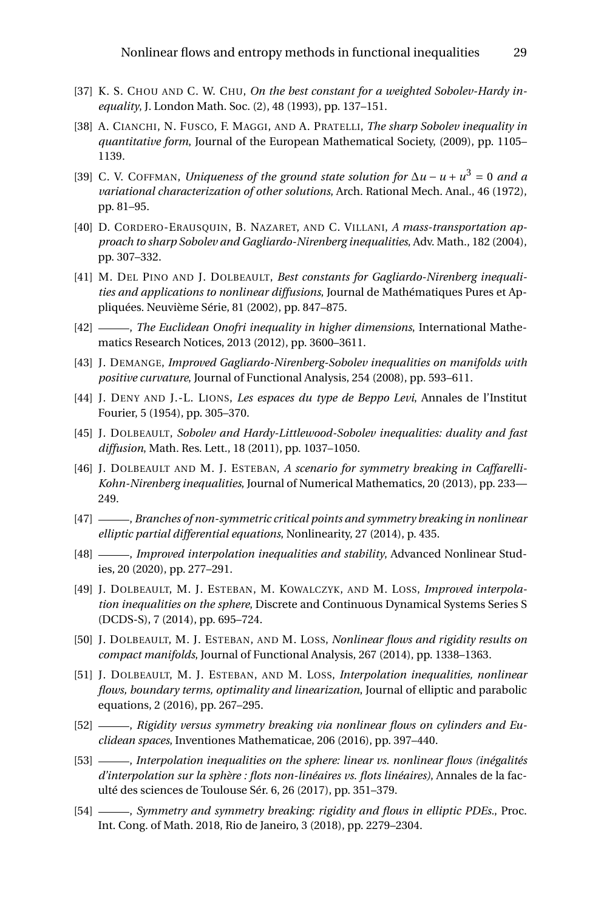[37] K. S. Chou and C. W. Chu, *On the best constant for a weighted Sobolev-Hardy inequality*, J. London Math. Soc. (2), 48 (1993), pp. 137–151.

[38] A. Cianchi, N. Fusco, F. Maggi, and A. Pratelli, *The sharp Sobolev inequality in quantitative form*, Journal of the European Mathematical Society, (2009), pp. 1105–1139.

[39] C. V. Coffman, *Uniqueness of the ground state solution for $\Delta u - u + u^3 = 0$ and a variational characterization of other solutions*, Arch. Rational Mech. Anal., 46 (1972), pp. 81–95.

[40] D. Cordero-Erausquin, B. Nazaret, and C. Villani, *A mass-transportation approach to sharp Sobolev and Gagliardo-Nirenberg inequalities*, Adv. Math., 182 (2004), pp. 307–332.

[41] M. Del Pino and J. Dolbeault, *Best constants for Gagliardo-Nirenberg inequalities and applications to nonlinear diffusions*, Journal de Mathématiques Pures et Appliquées. Neuvième Série, 81 (2002), pp. 847–875.

[42] ———, *The Euclidean Onofri inequality in higher dimensions*, International Mathematics Research Notices, 2013 (2012), pp. 3600–3611.

[43] J. Demange, *Improved Gagliardo-Nirenberg-Sobolev inequalities on manifolds with positive curvature*, Journal of Functional Analysis, 254 (2008), pp. 593–611.

[44] J. Deny and J.-L. Lions, *Les espaces du type de Beppo Levi*, Annales de l'Institut Fourier, 5 (1954), pp. 305–370.

[45] J. Dolbeault, *Sobolev and Hardy-Littlewood-Sobolev inequalities: duality and fast diffusion*, Math. Res. Lett., 18 (2011), pp. 1037–1050.

[46] J. Dolbeault and M. J. Esteban, *A scenario for symmetry breaking in Caffarelli-Kohn-Nirenberg inequalities*, Journal of Numerical Mathematics, 20 (2013), pp. 233—249.

[47] ———, *Branches of non-symmetric critical points and symmetry breaking in nonlinear elliptic partial differential equations*, Nonlinearity, 27 (2014), p. 435.

[48] ———, *Improved interpolation inequalities and stability*, Advanced Nonlinear Studies, 20 (2020), pp. 277–291.

[49] J. Dolbeault, M. J. Esteban, M. Kowalczyk, and M. Loss, *Improved interpolation inequalities on the sphere*, Discrete and Continuous Dynamical Systems Series S (DCDS-S), 7 (2014), pp. 695–724.

[50] J. Dolbeault, M. J. Esteban, and M. Loss, *Nonlinear flows and rigidity results on compact manifolds*, Journal of Functional Analysis, 267 (2014), pp. 1338–1363.

[51] J. Dolbeault, M. J. Esteban, and M. Loss, *Interpolation inequalities, nonlinear flows, boundary terms, optimality and linearization*, Journal of elliptic and parabolic equations, 2 (2016), pp. 267–295.

[52] ———, *Rigidity versus symmetry breaking via nonlinear flows on cylinders and Euclidean spaces*, Inventiones Mathematicae, 206 (2016), pp. 397–440.

[53] ———, *Interpolation inequalities on the sphere: linear vs. nonlinear flows (inégalités d'interpolation sur la sphère : flots non-linéaires vs. flots linéaires)*, Annales de la faculté des sciences de Toulouse Sér. 6, 26 (2017), pp. 351–379.

[54] ———, *Symmetry and symmetry breaking: rigidity and flows in elliptic PDEs.*, Proc. Int. Cong. of Math. 2018, Rio de Janeiro, 3 (2018), pp. 2279–2304.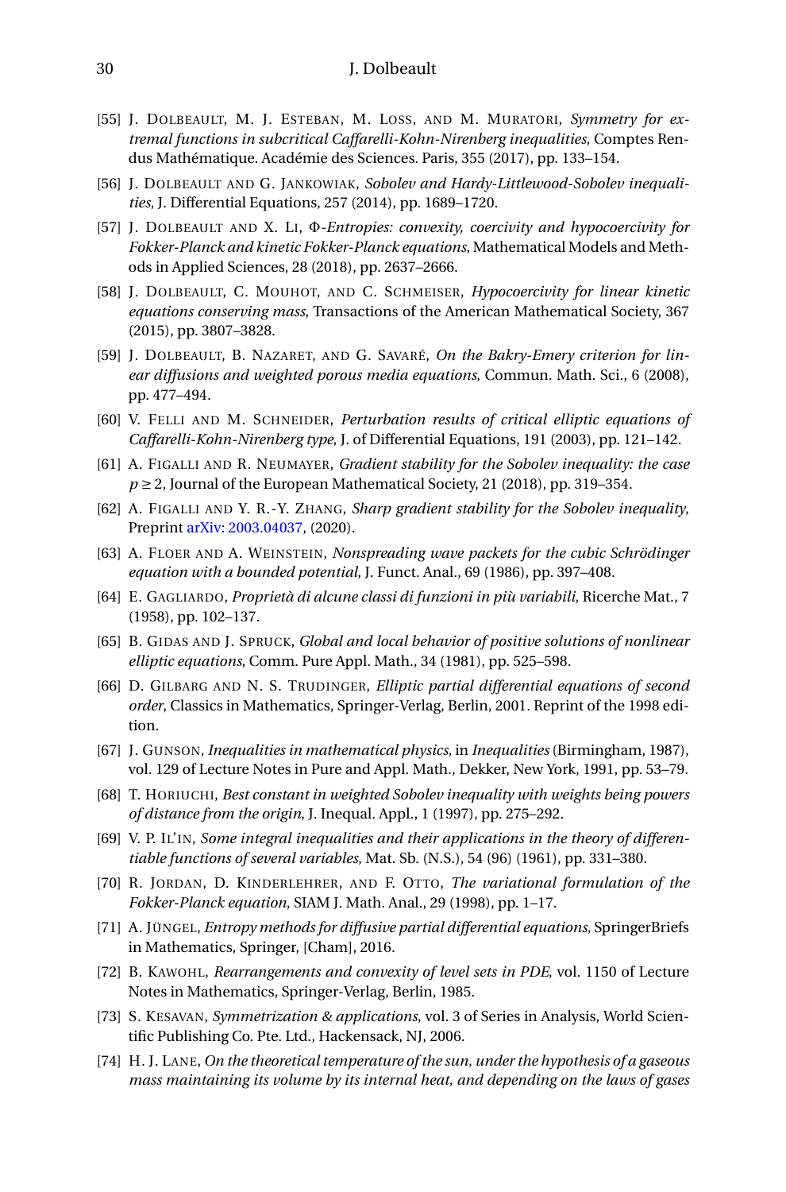[55] J. Dolbeault, M. J. Esteban, M. Loss, and M. Muratori, *Symmetry for extremal functions in subcritical Caffarelli-Kohn-Nirenberg inequalities*, Comptes Rendus Mathématique. Académie des Sciences. Paris, 355 (2017), pp. 133–154.

[56] J. Dolbeault and G. Jankowiak, *Sobolev and Hardy-Littlewood-Sobolev inequalities*, J. Differential Equations, 257 (2014), pp. 1689–1720.

[57] J. Dolbeault and X. Li, *Φ-Entropies: convexity, coercivity and hypocoercivity for Fokker-Planck and kinetic Fokker-Planck equations*, Mathematical Models and Methods in Applied Sciences, 28 (2018), pp. 2637–2666.

[58] J. Dolbeault, C. Mouhot, and C. Schmeiser, *Hypocoercivity for linear kinetic equations conserving mass*, Transactions of the American Mathematical Society, 367 (2015), pp. 3807–3828.

[59] J. Dolbeault, B. Nazaret, and G. Savaré, *On the Bakry-Emery criterion for linear diffusions and weighted porous media equations*, Commun. Math. Sci., 6 (2008), pp. 477–494.

[60] V. Felli and M. Schneider, *Perturbation results of critical elliptic equations of Caffarelli-Kohn-Nirenberg type*, J. of Differential Equations, 191 (2003), pp. 121–142.

[61] A. Figalli and R. Neumayer, *Gradient stability for the Sobolev inequality: the case* $p \geq 2$, Journal of the European Mathematical Society, 21 (2018), pp. 319–354.

[62] A. Figalli and Y. R.-Y. Zhang, *Sharp gradient stability for the Sobolev inequality*, Preprint arXiv: 2003.04037, (2020).

[63] A. Floer and A. Weinstein, *Nonspreading wave packets for the cubic Schrödinger equation with a bounded potential*, J. Funct. Anal., 69 (1986), pp. 397–408.

[64] E. Gagliardo, *Proprietà di alcune classi di funzioni in più variabili*, Ricerche Mat., 7 (1958), pp. 102–137.

[65] B. Gidas and J. Spruck, *Global and local behavior of positive solutions of nonlinear elliptic equations*, Comm. Pure Appl. Math., 34 (1981), pp. 525–598.

[66] D. Gilbarg and N. S. Trudinger, *Elliptic partial differential equations of second order*, Classics in Mathematics, Springer-Verlag, Berlin, 2001. Reprint of the 1998 edition.

[67] J. Gunson, *Inequalities in mathematical physics*, in *Inequalities* (Birmingham, 1987), vol. 129 of Lecture Notes in Pure and Appl. Math., Dekker, New York, 1991, pp. 53–79.

[68] T. Horiuchi, *Best constant in weighted Sobolev inequality with weights being powers of distance from the origin*, J. Inequal. Appl., 1 (1997), pp. 275–292.

[69] V. P. Il'in, *Some integral inequalities and their applications in the theory of differentiable functions of several variables*, Mat. Sb. (N.S.), 54 (96) (1961), pp. 331–380.

[70] R. Jordan, D. Kinderlehrer, and F. Otto, *The variational formulation of the Fokker-Planck equation*, SIAM J. Math. Anal., 29 (1998), pp. 1–17.

[71] A. Jüngel, *Entropy methods for diffusive partial differential equations*, SpringerBriefs in Mathematics, Springer, [Cham], 2016.

[72] B. Kawohl, *Rearrangements and convexity of level sets in PDE*, vol. 1150 of Lecture Notes in Mathematics, Springer-Verlag, Berlin, 1985.

[73] S. Kesavan, *Symmetrization & applications*, vol. 3 of Series in Analysis, World Scientific Publishing Co. Pte. Ltd., Hackensack, NJ, 2006.

[74] H. J. Lane, *On the theoretical temperature of the sun, under the hypothesis of a gaseous mass maintaining its volume by its internal heat, and depending on the laws of gases*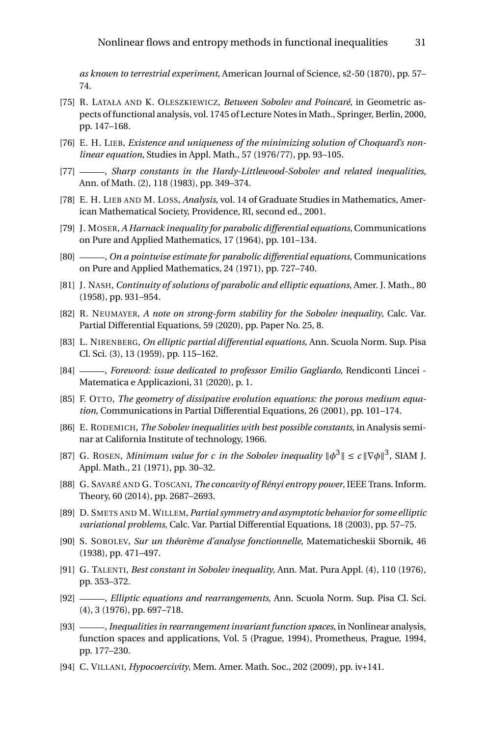*as known to terrestrial experiment*, American Journal of Science, s2-50 (1870), pp. 57–74.

[75] R. LATAŁA AND K. OLESZKIEWICZ, *Between Sobolev and Poincaré*, in Geometric aspects of functional analysis, vol. 1745 of Lecture Notes in Math., Springer, Berlin, 2000, pp. 147–168.

[76] E. H. LIEB, *Existence and uniqueness of the minimizing solution of Choquard's nonlinear equation*, Studies in Appl. Math., 57 (1976/77), pp. 93–105.

[77] ———, *Sharp constants in the Hardy-Littlewood-Sobolev and related inequalities*, Ann. of Math. (2), 118 (1983), pp. 349–374.

[78] E. H. LIEB AND M. LOSS, *Analysis*, vol. 14 of Graduate Studies in Mathematics, American Mathematical Society, Providence, RI, second ed., 2001.

[79] J. MOSER, *A Harnack inequality for parabolic differential equations*, Communications on Pure and Applied Mathematics, 17 (1964), pp. 101–134.

[80] ———, *On a pointwise estimate for parabolic differential equations*, Communications on Pure and Applied Mathematics, 24 (1971), pp. 727–740.

[81] J. NASH, *Continuity of solutions of parabolic and elliptic equations*, Amer. J. Math., 80 (1958), pp. 931–954.

[82] R. NEUMAYER, *A note on strong-form stability for the Sobolev inequality*, Calc. Var. Partial Differential Equations, 59 (2020), pp. Paper No. 25, 8.

[83] L. NIRENBERG, *On elliptic partial differential equations*, Ann. Scuola Norm. Sup. Pisa Cl. Sci. (3), 13 (1959), pp. 115–162.

[84] ———, *Foreword: issue dedicated to professor Emilio Gagliardo*, Rendiconti Lincei - Matematica e Applicazioni, 31 (2020), p. 1.

[85] F. OTTO, *The geometry of dissipative evolution equations: the porous medium equation*, Communications in Partial Differential Equations, 26 (2001), pp. 101–174.

[86] E. RODEMICH, *The Sobolev inequalities with best possible constants*, in Analysis seminar at California Institute of technology, 1966.

[87] G. ROSEN, *Minimum value for c in the Sobolev inequality* $\|\phi^3\| \le c\,\|\nabla\phi\|^3$, SIAM J. Appl. Math., 21 (1971), pp. 30–32.

[88] G. SAVARÉ AND G. TOSCANI, *The concavity of Rényi entropy power*, IEEE Trans. Inform. Theory, 60 (2014), pp. 2687–2693.

[89] D. SMETS AND M. WILLEM, *Partial symmetry and asymptotic behavior for some elliptic variational problems*, Calc. Var. Partial Differential Equations, 18 (2003), pp. 57–75.

[90] S. SOBOLEV, *Sur un théorème d'analyse fonctionnelle*, Matematicheskii Sbornik, 46 (1938), pp. 471–497.

[91] G. TALENTI, *Best constant in Sobolev inequality*, Ann. Mat. Pura Appl. (4), 110 (1976), pp. 353–372.

[92] ———, *Elliptic equations and rearrangements*, Ann. Scuola Norm. Sup. Pisa Cl. Sci. (4), 3 (1976), pp. 697–718.

[93] ———, *Inequalities in rearrangement invariant function spaces*, in Nonlinear analysis, function spaces and applications, Vol. 5 (Prague, 1994), Prometheus, Prague, 1994, pp. 177–230.

[94] C. VILLANI, *Hypocoercivity*, Mem. Amer. Math. Soc., 202 (2009), pp. iv+141.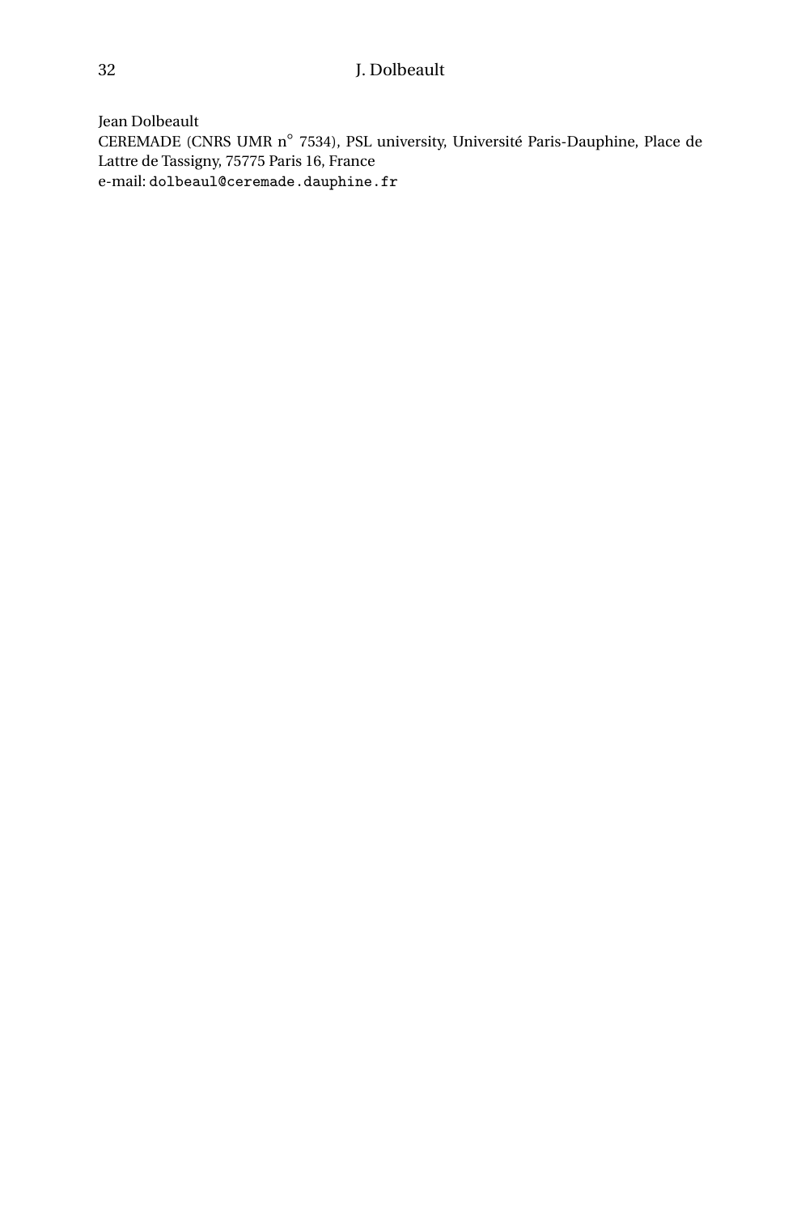Jean Dolbeault
CEREMADE (CNRS UMR n° 7534), PSL university, Université Paris-Dauphine, Place de Lattre de Tassigny, 75775 Paris 16, France
e-mail: `dolbeaul@ceremade.dauphine.fr`